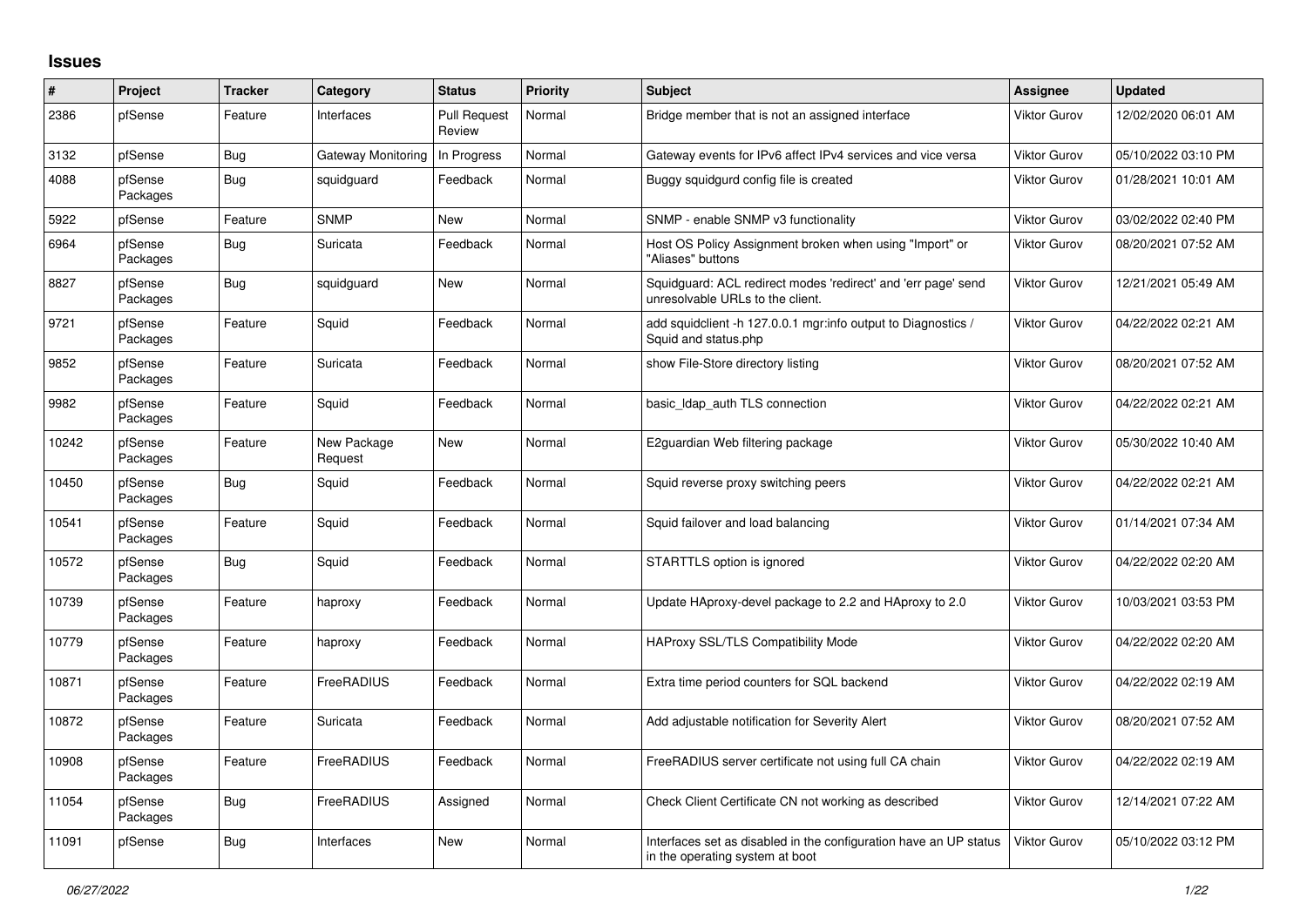## Issues

| # | Project | Tracker | Category | Status | Priority | Subject | Assignee | Updated |
|---|---|---|---|---|---|---|---|---|
| 2386 | pfSense | Feature | Interfaces | Pull Request Review | Normal | Bridge member that is not an assigned interface | Viktor Gurov | 12/02/2020 06:01 AM |
| 3132 | pfSense | Bug | Gateway Monitoring | In Progress | Normal | Gateway events for IPv6 affect IPv4 services and vice versa | Viktor Gurov | 05/10/2022 03:10 PM |
| 4088 | pfSense Packages | Bug | squidguard | Feedback | Normal | Buggy squidgurd config file is created | Viktor Gurov | 01/28/2021 10:01 AM |
| 5922 | pfSense | Feature | SNMP | New | Normal | SNMP - enable SNMP v3 functionality | Viktor Gurov | 03/02/2022 02:40 PM |
| 6964 | pfSense Packages | Bug | Suricata | Feedback | Normal | Host OS Policy Assignment broken when using "Import" or "Aliases" buttons | Viktor Gurov | 08/20/2021 07:52 AM |
| 8827 | pfSense Packages | Bug | squidguard | New | Normal | Squidguard: ACL redirect modes 'redirect' and 'err page' send unresolvable URLs to the client. | Viktor Gurov | 12/21/2021 05:49 AM |
| 9721 | pfSense Packages | Feature | Squid | Feedback | Normal | add squidclient -h 127.0.0.1 mgr:info output to Diagnostics / Squid and status.php | Viktor Gurov | 04/22/2022 02:21 AM |
| 9852 | pfSense Packages | Feature | Suricata | Feedback | Normal | show File-Store directory listing | Viktor Gurov | 08/20/2021 07:52 AM |
| 9982 | pfSense Packages | Feature | Squid | Feedback | Normal | basic_ldap_auth TLS connection | Viktor Gurov | 04/22/2022 02:21 AM |
| 10242 | pfSense Packages | Feature | New Package Request | New | Normal | E2guardian Web filtering package | Viktor Gurov | 05/30/2022 10:40 AM |
| 10450 | pfSense Packages | Bug | Squid | Feedback | Normal | Squid reverse proxy switching peers | Viktor Gurov | 04/22/2022 02:21 AM |
| 10541 | pfSense Packages | Feature | Squid | Feedback | Normal | Squid failover and load balancing | Viktor Gurov | 01/14/2021 07:34 AM |
| 10572 | pfSense Packages | Bug | Squid | Feedback | Normal | STARTTLS option is ignored | Viktor Gurov | 04/22/2022 02:20 AM |
| 10739 | pfSense Packages | Feature | haproxy | Feedback | Normal | Update HAproxy-devel package to 2.2 and HAproxy to 2.0 | Viktor Gurov | 10/03/2021 03:53 PM |
| 10779 | pfSense Packages | Feature | haproxy | Feedback | Normal | HAProxy SSL/TLS Compatibility Mode | Viktor Gurov | 04/22/2022 02:20 AM |
| 10871 | pfSense Packages | Feature | FreeRADIUS | Feedback | Normal | Extra time period counters for SQL backend | Viktor Gurov | 04/22/2022 02:19 AM |
| 10872 | pfSense Packages | Feature | Suricata | Feedback | Normal | Add adjustable notification for Severity Alert | Viktor Gurov | 08/20/2021 07:52 AM |
| 10908 | pfSense Packages | Feature | FreeRADIUS | Feedback | Normal | FreeRADIUS server certificate not using full CA chain | Viktor Gurov | 04/22/2022 02:19 AM |
| 11054 | pfSense Packages | Bug | FreeRADIUS | Assigned | Normal | Check Client Certificate CN not working as described | Viktor Gurov | 12/14/2021 07:22 AM |
| 11091 | pfSense | Bug | Interfaces | New | Normal | Interfaces set as disabled in the configuration have an UP status in the operating system at boot | Viktor Gurov | 05/10/2022 03:12 PM |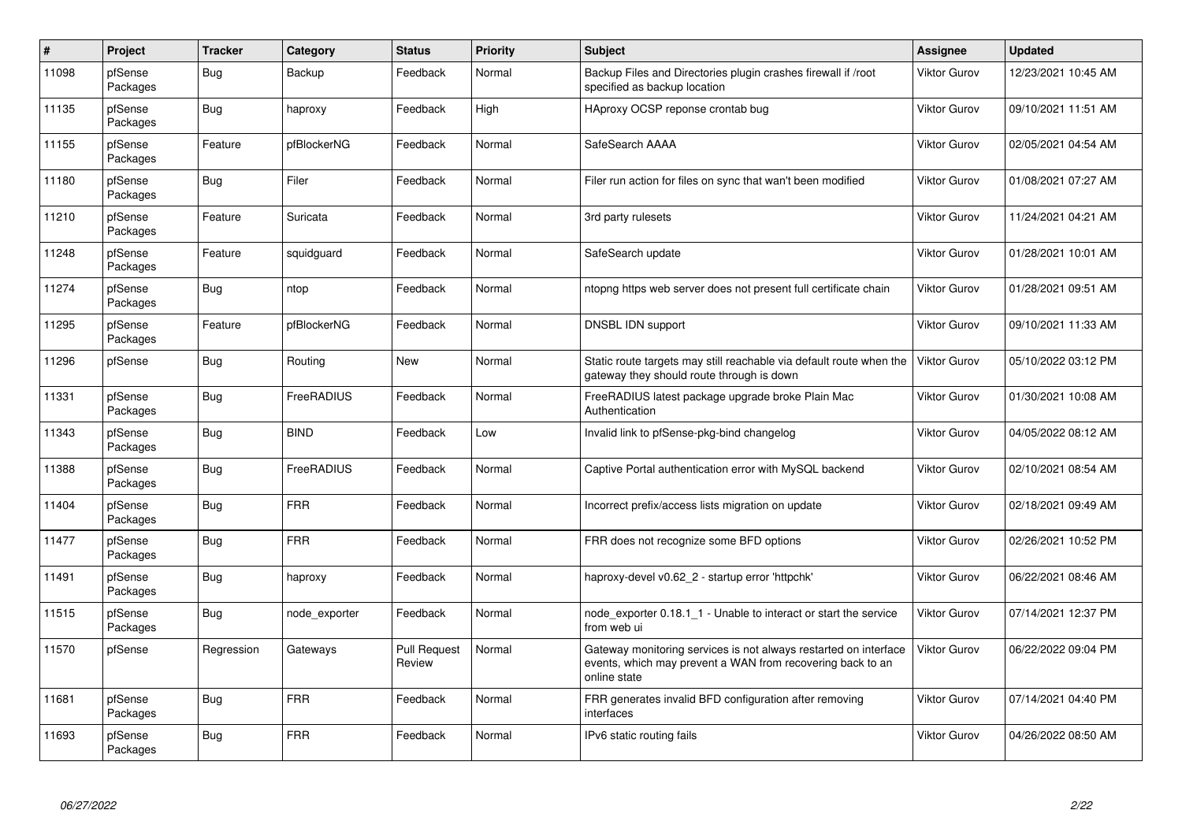| # | Project | Tracker | Category | Status | Priority | Subject | Assignee | Updated |
|---|---|---|---|---|---|---|---|---|
| 11098 | pfSense Packages | Bug | Backup | Feedback | Normal | Backup Files and Directories plugin crashes firewall if /root specified as backup location | Viktor Gurov | 12/23/2021 10:45 AM |
| 11135 | pfSense Packages | Bug | haproxy | Feedback | High | HAproxy OCSP reponse crontab bug | Viktor Gurov | 09/10/2021 11:51 AM |
| 11155 | pfSense Packages | Feature | pfBlockerNG | Feedback | Normal | SafeSearch AAAA | Viktor Gurov | 02/05/2021 04:54 AM |
| 11180 | pfSense Packages | Bug | Filer | Feedback | Normal | Filer run action for files on sync that wan't been modified | Viktor Gurov | 01/08/2021 07:27 AM |
| 11210 | pfSense Packages | Feature | Suricata | Feedback | Normal | 3rd party rulesets | Viktor Gurov | 11/24/2021 04:21 AM |
| 11248 | pfSense Packages | Feature | squidguard | Feedback | Normal | SafeSearch update | Viktor Gurov | 01/28/2021 10:01 AM |
| 11274 | pfSense Packages | Bug | ntop | Feedback | Normal | ntopng https web server does not present full certificate chain | Viktor Gurov | 01/28/2021 09:51 AM |
| 11295 | pfSense Packages | Feature | pfBlockerNG | Feedback | Normal | DNSBL IDN support | Viktor Gurov | 09/10/2021 11:33 AM |
| 11296 | pfSense | Bug | Routing | New | Normal | Static route targets may still reachable via default route when the gateway they should route through is down | Viktor Gurov | 05/10/2022 03:12 PM |
| 11331 | pfSense Packages | Bug | FreeRADIUS | Feedback | Normal | FreeRADIUS latest package upgrade broke Plain Mac Authentication | Viktor Gurov | 01/30/2021 10:08 AM |
| 11343 | pfSense Packages | Bug | BIND | Feedback | Low | Invalid link to pfSense-pkg-bind changelog | Viktor Gurov | 04/05/2022 08:12 AM |
| 11388 | pfSense Packages | Bug | FreeRADIUS | Feedback | Normal | Captive Portal authentication error with MySQL backend | Viktor Gurov | 02/10/2021 08:54 AM |
| 11404 | pfSense Packages | Bug | FRR | Feedback | Normal | Incorrect prefix/access lists migration on update | Viktor Gurov | 02/18/2021 09:49 AM |
| 11477 | pfSense Packages | Bug | FRR | Feedback | Normal | FRR does not recognize some BFD options | Viktor Gurov | 02/26/2021 10:52 PM |
| 11491 | pfSense Packages | Bug | haproxy | Feedback | Normal | haproxy-devel v0.62_2 - startup error 'httpchk' | Viktor Gurov | 06/22/2021 08:46 AM |
| 11515 | pfSense Packages | Bug | node_exporter | Feedback | Normal | node_exporter 0.18.1_1 - Unable to interact or start the service from web ui | Viktor Gurov | 07/14/2021 12:37 PM |
| 11570 | pfSense | Regression | Gateways | Pull Request Review | Normal | Gateway monitoring services is not always restarted on interface events, which may prevent a WAN from recovering back to an online state | Viktor Gurov | 06/22/2022 09:04 PM |
| 11681 | pfSense Packages | Bug | FRR | Feedback | Normal | FRR generates invalid BFD configuration after removing interfaces | Viktor Gurov | 07/14/2021 04:40 PM |
| 11693 | pfSense Packages | Bug | FRR | Feedback | Normal | IPv6 static routing fails | Viktor Gurov | 04/26/2022 08:50 AM |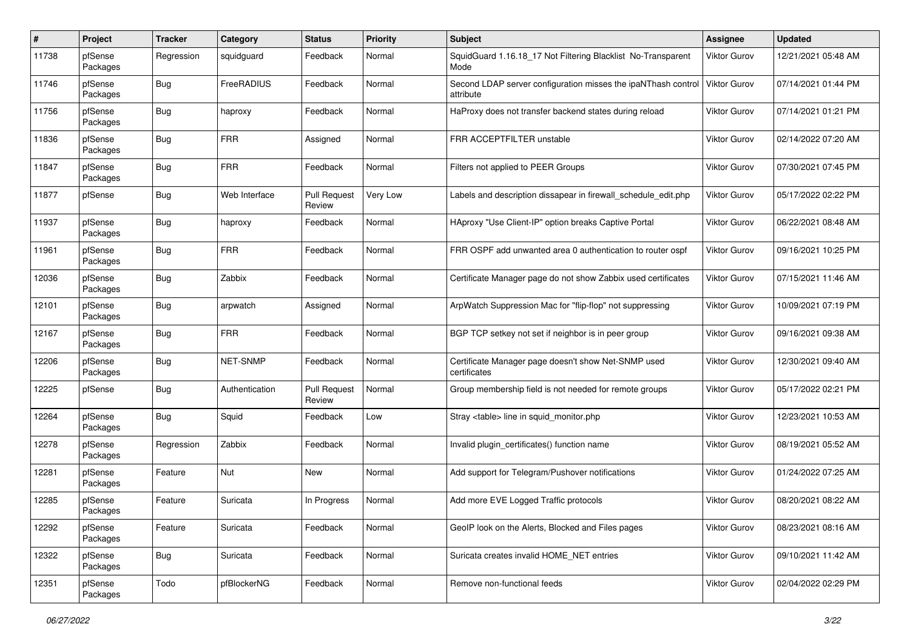| # | Project | Tracker | Category | Status | Priority | Subject | Assignee | Updated |
|---|---|---|---|---|---|---|---|---|
| 11738 | pfSense Packages | Regression | squidguard | Feedback | Normal | SquidGuard 1.16.18_17 Not Filtering Blacklist No-Transparent Mode | Viktor Gurov | 12/21/2021 05:48 AM |
| 11746 | pfSense Packages | Bug | FreeRADIUS | Feedback | Normal | Second LDAP server configuration misses the ipaNThash control attribute | Viktor Gurov | 07/14/2021 01:44 PM |
| 11756 | pfSense Packages | Bug | haproxy | Feedback | Normal | HaProxy does not transfer backend states during reload | Viktor Gurov | 07/14/2021 01:21 PM |
| 11836 | pfSense Packages | Bug | FRR | Assigned | Normal | FRR ACCEPTFILTER unstable | Viktor Gurov | 02/14/2022 07:20 AM |
| 11847 | pfSense Packages | Bug | FRR | Feedback | Normal | Filters not applied to PEER Groups | Viktor Gurov | 07/30/2021 07:45 PM |
| 11877 | pfSense | Bug | Web Interface | Pull Request Review | Very Low | Labels and description dissapear in firewall_schedule_edit.php | Viktor Gurov | 05/17/2022 02:22 PM |
| 11937 | pfSense Packages | Bug | haproxy | Feedback | Normal | HAproxy "Use Client-IP" option breaks Captive Portal | Viktor Gurov | 06/22/2021 08:48 AM |
| 11961 | pfSense Packages | Bug | FRR | Feedback | Normal | FRR OSPF add unwanted area 0 authentication to router ospf | Viktor Gurov | 09/16/2021 10:25 PM |
| 12036 | pfSense Packages | Bug | Zabbix | Feedback | Normal | Certificate Manager page do not show Zabbix used certificates | Viktor Gurov | 07/15/2021 11:46 AM |
| 12101 | pfSense Packages | Bug | arpwatch | Assigned | Normal | ArpWatch Suppression Mac for "flip-flop" not suppressing | Viktor Gurov | 10/09/2021 07:19 PM |
| 12167 | pfSense Packages | Bug | FRR | Feedback | Normal | BGP TCP setkey not set if neighbor is in peer group | Viktor Gurov | 09/16/2021 09:38 AM |
| 12206 | pfSense Packages | Bug | NET-SNMP | Feedback | Normal | Certificate Manager page doesn't show Net-SNMP used certificates | Viktor Gurov | 12/30/2021 09:40 AM |
| 12225 | pfSense | Bug | Authentication | Pull Request Review | Normal | Group membership field is not needed for remote groups | Viktor Gurov | 05/17/2022 02:21 PM |
| 12264 | pfSense Packages | Bug | Squid | Feedback | Low | Stray <table> line in squid_monitor.php | Viktor Gurov | 12/23/2021 10:53 AM |
| 12278 | pfSense Packages | Regression | Zabbix | Feedback | Normal | Invalid plugin_certificates() function name | Viktor Gurov | 08/19/2021 05:52 AM |
| 12281 | pfSense Packages | Feature | Nut | New | Normal | Add support for Telegram/Pushover notifications | Viktor Gurov | 01/24/2022 07:25 AM |
| 12285 | pfSense Packages | Feature | Suricata | In Progress | Normal | Add more EVE Logged Traffic protocols | Viktor Gurov | 08/20/2021 08:22 AM |
| 12292 | pfSense Packages | Feature | Suricata | Feedback | Normal | GeoIP look on the Alerts, Blocked and Files pages | Viktor Gurov | 08/23/2021 08:16 AM |
| 12322 | pfSense Packages | Bug | Suricata | Feedback | Normal | Suricata creates invalid HOME_NET entries | Viktor Gurov | 09/10/2021 11:42 AM |
| 12351 | pfSense Packages | Todo | pfBlockerNG | Feedback | Normal | Remove non-functional feeds | Viktor Gurov | 02/04/2022 02:29 PM |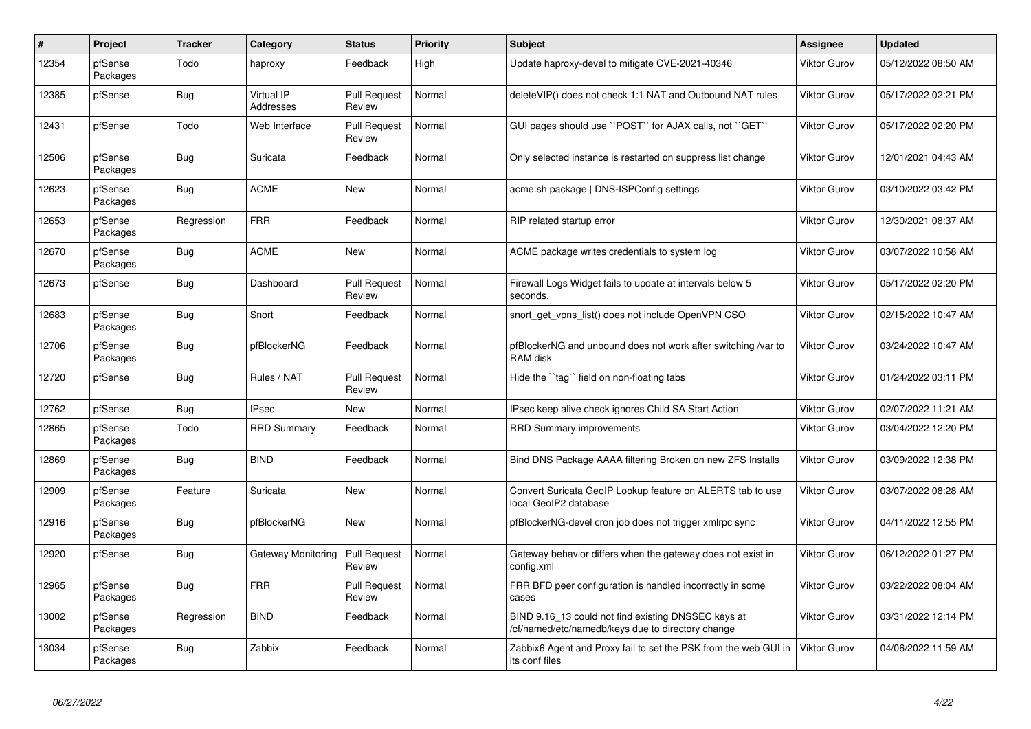| # | Project | Tracker | Category | Status | Priority | Subject | Assignee | Updated |
|---|---|---|---|---|---|---|---|---|
| 12354 | pfSense Packages | Todo | haproxy | Feedback | High | Update haproxy-devel to mitigate CVE-2021-40346 | Viktor Gurov | 05/12/2022 08:50 AM |
| 12385 | pfSense | Bug | Virtual IP Addresses | Pull Request Review | Normal | deleteVIP() does not check 1:1 NAT and Outbound NAT rules | Viktor Gurov | 05/17/2022 02:21 PM |
| 12431 | pfSense | Todo | Web Interface | Pull Request Review | Normal | GUI pages should use ``POST`` for AJAX calls, not ``GET`` | Viktor Gurov | 05/17/2022 02:20 PM |
| 12506 | pfSense Packages | Bug | Suricata | Feedback | Normal | Only selected instance is restarted on suppress list change | Viktor Gurov | 12/01/2021 04:43 AM |
| 12623 | pfSense Packages | Bug | ACME | New | Normal | acme.sh package \| DNS-ISPConfig settings | Viktor Gurov | 03/10/2022 03:42 PM |
| 12653 | pfSense Packages | Regression | FRR | Feedback | Normal | RIP related startup error | Viktor Gurov | 12/30/2021 08:37 AM |
| 12670 | pfSense Packages | Bug | ACME | New | Normal | ACME package writes credentials to system log | Viktor Gurov | 03/07/2022 10:58 AM |
| 12673 | pfSense | Bug | Dashboard | Pull Request Review | Normal | Firewall Logs Widget fails to update at intervals below 5 seconds. | Viktor Gurov | 05/17/2022 02:20 PM |
| 12683 | pfSense Packages | Bug | Snort | Feedback | Normal | snort_get_vpns_list() does not include OpenVPN CSO | Viktor Gurov | 02/15/2022 10:47 AM |
| 12706 | pfSense Packages | Bug | pfBlockerNG | Feedback | Normal | pfBlockerNG and unbound does not work after switching /var to RAM disk | Viktor Gurov | 03/24/2022 10:47 AM |
| 12720 | pfSense | Bug | Rules / NAT | Pull Request Review | Normal | Hide the ``tag`` field on non-floating tabs | Viktor Gurov | 01/24/2022 03:11 PM |
| 12762 | pfSense | Bug | IPsec | New | Normal | IPsec keep alive check ignores Child SA Start Action | Viktor Gurov | 02/07/2022 11:21 AM |
| 12865 | pfSense Packages | Todo | RRD Summary | Feedback | Normal | RRD Summary improvements | Viktor Gurov | 03/04/2022 12:20 PM |
| 12869 | pfSense Packages | Bug | BIND | Feedback | Normal | Bind DNS Package AAAA filtering Broken on new ZFS Installs | Viktor Gurov | 03/09/2022 12:38 PM |
| 12909 | pfSense Packages | Feature | Suricata | New | Normal | Convert Suricata GeoIP Lookup feature on ALERTS tab to use local GeoIP2 database | Viktor Gurov | 03/07/2022 08:28 AM |
| 12916 | pfSense Packages | Bug | pfBlockerNG | New | Normal | pfBlockerNG-devel cron job does not trigger xmlrpc sync | Viktor Gurov | 04/11/2022 12:55 PM |
| 12920 | pfSense | Bug | Gateway Monitoring | Pull Request Review | Normal | Gateway behavior differs when the gateway does not exist in config.xml | Viktor Gurov | 06/12/2022 01:27 PM |
| 12965 | pfSense Packages | Bug | FRR | Pull Request Review | Normal | FRR BFD peer configuration is handled incorrectly in some cases | Viktor Gurov | 03/22/2022 08:04 AM |
| 13002 | pfSense Packages | Regression | BIND | Feedback | Normal | BIND 9.16_13 could not find existing DNSSEC keys at /cf/named/etc/namedb/keys due to directory change | Viktor Gurov | 03/31/2022 12:14 PM |
| 13034 | pfSense Packages | Bug | Zabbix | Feedback | Normal | Zabbix6 Agent and Proxy fail to set the PSK from the web GUI in its conf files | Viktor Gurov | 04/06/2022 11:59 AM |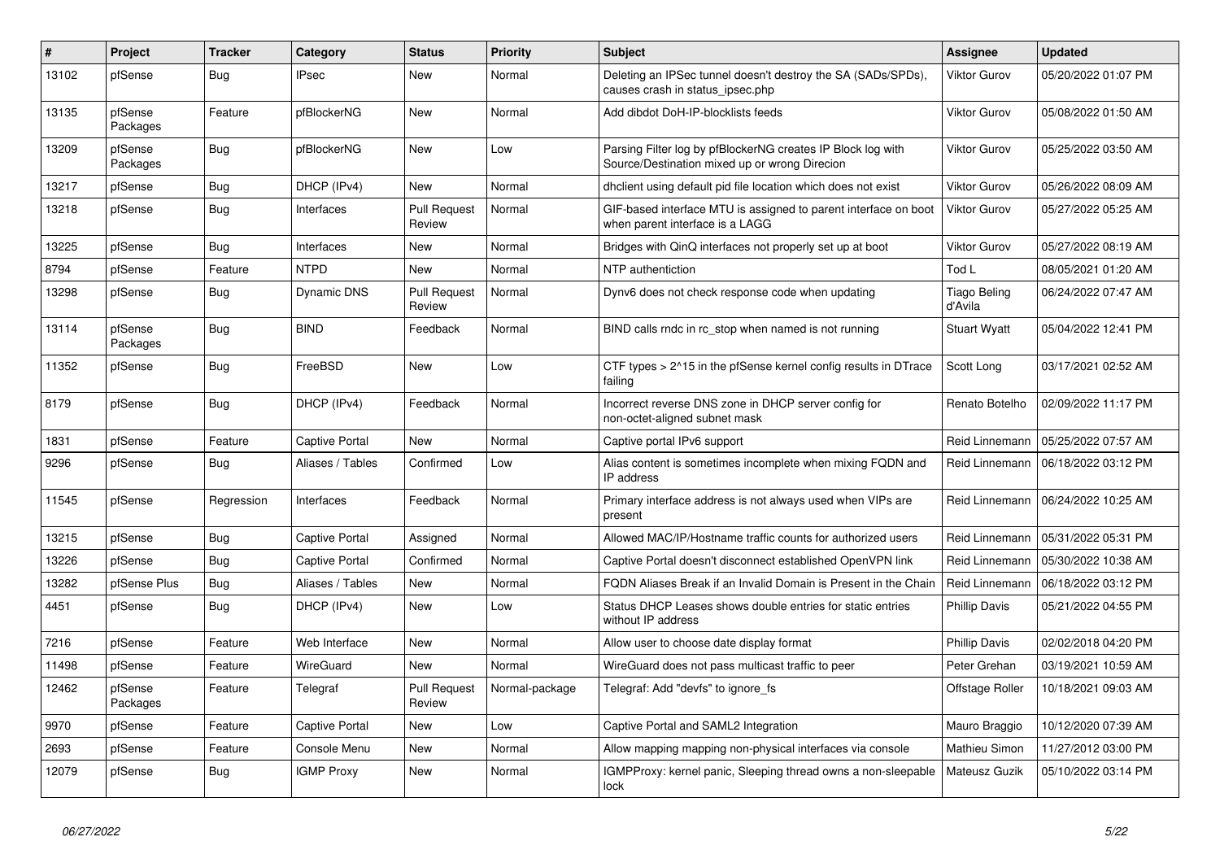| # | Project | Tracker | Category | Status | Priority | Subject | Assignee | Updated |
|---|---|---|---|---|---|---|---|---|
| 13102 | pfSense | Bug | IPsec | New | Normal | Deleting an IPSec tunnel doesn't destroy the SA (SADs/SPDs), causes crash in status_ipsec.php | Viktor Gurov | 05/20/2022 01:07 PM |
| 13135 | pfSense Packages | Feature | pfBlockerNG | New | Normal | Add dibdot DoH-IP-blocklists feeds | Viktor Gurov | 05/08/2022 01:50 AM |
| 13209 | pfSense Packages | Bug | pfBlockerNG | New | Low | Parsing Filter log by pfBlockerNG creates IP Block log with Source/Destination mixed up or wrong Direcion | Viktor Gurov | 05/25/2022 03:50 AM |
| 13217 | pfSense | Bug | DHCP (IPv4) | New | Normal | dhclient using default pid file location which does not exist | Viktor Gurov | 05/26/2022 08:09 AM |
| 13218 | pfSense | Bug | Interfaces | Pull Request Review | Normal | GIF-based interface MTU is assigned to parent interface on boot when parent interface is a LAGG | Viktor Gurov | 05/27/2022 05:25 AM |
| 13225 | pfSense | Bug | Interfaces | New | Normal | Bridges with QinQ interfaces not properly set up at boot | Viktor Gurov | 05/27/2022 08:19 AM |
| 8794 | pfSense | Feature | NTPD | New | Normal | NTP authentiction | Tod L | 08/05/2021 01:20 AM |
| 13298 | pfSense | Bug | Dynamic DNS | Pull Request Review | Normal | Dynv6 does not check response code when updating | Tiago Beling d'Avila | 06/24/2022 07:47 AM |
| 13114 | pfSense Packages | Bug | BIND | Feedback | Normal | BIND calls rndc in rc_stop when named is not running | Stuart Wyatt | 05/04/2022 12:41 PM |
| 11352 | pfSense | Bug | FreeBSD | New | Low | CTF types > 2^15 in the pfSense kernel config results in DTrace failing | Scott Long | 03/17/2021 02:52 AM |
| 8179 | pfSense | Bug | DHCP (IPv4) | Feedback | Normal | Incorrect reverse DNS zone in DHCP server config for non-octet-aligned subnet mask | Renato Botelho | 02/09/2022 11:17 PM |
| 1831 | pfSense | Feature | Captive Portal | New | Normal | Captive portal IPv6 support | Reid Linnemann | 05/25/2022 07:57 AM |
| 9296 | pfSense | Bug | Aliases / Tables | Confirmed | Low | Alias content is sometimes incomplete when mixing FQDN and IP address | Reid Linnemann | 06/18/2022 03:12 PM |
| 11545 | pfSense | Regression | Interfaces | Feedback | Normal | Primary interface address is not always used when VIPs are present | Reid Linnemann | 06/24/2022 10:25 AM |
| 13215 | pfSense | Bug | Captive Portal | Assigned | Normal | Allowed MAC/IP/Hostname traffic counts for authorized users | Reid Linnemann | 05/31/2022 05:31 PM |
| 13226 | pfSense | Bug | Captive Portal | Confirmed | Normal | Captive Portal doesn't disconnect established OpenVPN link | Reid Linnemann | 05/30/2022 10:38 AM |
| 13282 | pfSense Plus | Bug | Aliases / Tables | New | Normal | FQDN Aliases Break if an Invalid Domain is Present in the Chain | Reid Linnemann | 06/18/2022 03:12 PM |
| 4451 | pfSense | Bug | DHCP (IPv4) | New | Low | Status DHCP Leases shows double entries for static entries without IP address | Phillip Davis | 05/21/2022 04:55 PM |
| 7216 | pfSense | Feature | Web Interface | New | Normal | Allow user to choose date display format | Phillip Davis | 02/02/2018 04:20 PM |
| 11498 | pfSense | Feature | WireGuard | New | Normal | WireGuard does not pass multicast traffic to peer | Peter Grehan | 03/19/2021 10:59 AM |
| 12462 | pfSense Packages | Feature | Telegraf | Pull Request Review | Normal-package | Telegraf: Add "devfs" to ignore_fs | Offstage Roller | 10/18/2021 09:03 AM |
| 9970 | pfSense | Feature | Captive Portal | New | Low | Captive Portal and SAML2 Integration | Mauro Braggio | 10/12/2020 07:39 AM |
| 2693 | pfSense | Feature | Console Menu | New | Normal | Allow mapping mapping non-physical interfaces via console | Mathieu Simon | 11/27/2012 03:00 PM |
| 12079 | pfSense | Bug | IGMP Proxy | New | Normal | IGMPProxy: kernel panic, Sleeping thread owns a non-sleepable lock | Mateusz Guzik | 05/10/2022 03:14 PM |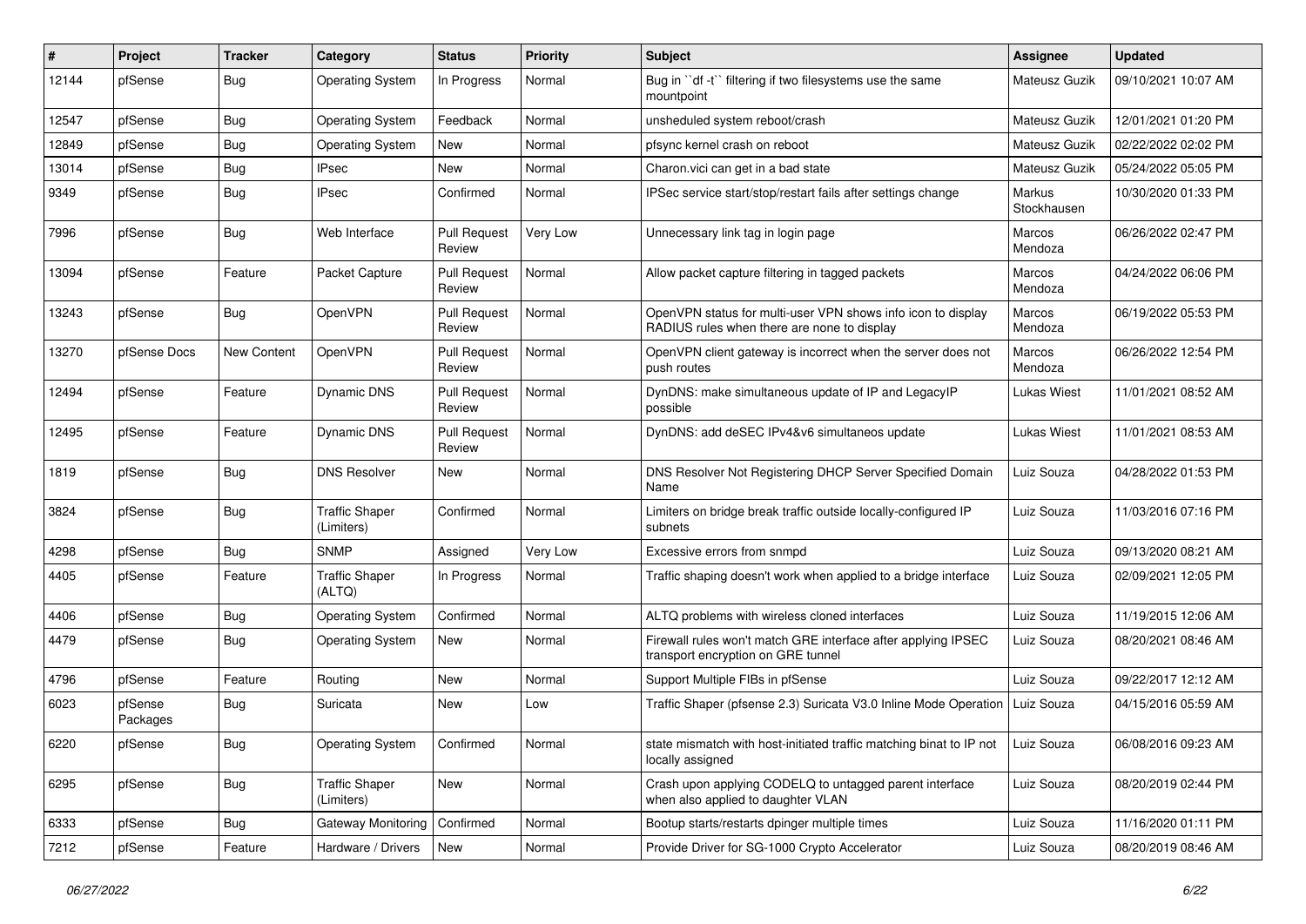| # | Project | Tracker | Category | Status | Priority | Subject | Assignee | Updated |
|---|---|---|---|---|---|---|---|---|
| 12144 | pfSense | Bug | Operating System | In Progress | Normal | Bug in ``df -t`` filtering if two filesystems use the same mountpoint | Mateusz Guzik | 09/10/2021 10:07 AM |
| 12547 | pfSense | Bug | Operating System | Feedback | Normal | unsheduled system reboot/crash | Mateusz Guzik | 12/01/2021 01:20 PM |
| 12849 | pfSense | Bug | Operating System | New | Normal | pfsync kernel crash on reboot | Mateusz Guzik | 02/22/2022 02:02 PM |
| 13014 | pfSense | Bug | IPsec | New | Normal | Charon.vici can get in a bad state | Mateusz Guzik | 05/24/2022 05:05 PM |
| 9349 | pfSense | Bug | IPsec | Confirmed | Normal | IPSec service start/stop/restart fails after settings change | Markus Stockhausen | 10/30/2020 01:33 PM |
| 7996 | pfSense | Bug | Web Interface | Pull Request Review | Very Low | Unnecessary link tag in login page | Marcos Mendoza | 06/26/2022 02:47 PM |
| 13094 | pfSense | Feature | Packet Capture | Pull Request Review | Normal | Allow packet capture filtering in tagged packets | Marcos Mendoza | 04/24/2022 06:06 PM |
| 13243 | pfSense | Bug | OpenVPN | Pull Request Review | Normal | OpenVPN status for multi-user VPN shows info icon to display RADIUS rules when there are none to display | Marcos Mendoza | 06/19/2022 05:53 PM |
| 13270 | pfSense Docs | New Content | OpenVPN | Pull Request Review | Normal | OpenVPN client gateway is incorrect when the server does not push routes | Marcos Mendoza | 06/26/2022 12:54 PM |
| 12494 | pfSense | Feature | Dynamic DNS | Pull Request Review | Normal | DynDNS: make simultaneous update of IP and LegacyIP possible | Lukas Wiest | 11/01/2021 08:52 AM |
| 12495 | pfSense | Feature | Dynamic DNS | Pull Request Review | Normal | DynDNS: add deSEC IPv4&v6 simultaneos update | Lukas Wiest | 11/01/2021 08:53 AM |
| 1819 | pfSense | Bug | DNS Resolver | New | Normal | DNS Resolver Not Registering DHCP Server Specified Domain Name | Luiz Souza | 04/28/2022 01:53 PM |
| 3824 | pfSense | Bug | Traffic Shaper (Limiters) | Confirmed | Normal | Limiters on bridge break traffic outside locally-configured IP subnets | Luiz Souza | 11/03/2016 07:16 PM |
| 4298 | pfSense | Bug | SNMP | Assigned | Very Low | Excessive errors from snmpd | Luiz Souza | 09/13/2020 08:21 AM |
| 4405 | pfSense | Feature | Traffic Shaper (ALTQ) | In Progress | Normal | Traffic shaping doesn't work when applied to a bridge interface | Luiz Souza | 02/09/2021 12:05 PM |
| 4406 | pfSense | Bug | Operating System | Confirmed | Normal | ALTQ problems with wireless cloned interfaces | Luiz Souza | 11/19/2015 12:06 AM |
| 4479 | pfSense | Bug | Operating System | New | Normal | Firewall rules won't match GRE interface after applying IPSEC transport encryption on GRE tunnel | Luiz Souza | 08/20/2021 08:46 AM |
| 4796 | pfSense | Feature | Routing | New | Normal | Support Multiple FIBs in pfSense | Luiz Souza | 09/22/2017 12:12 AM |
| 6023 | pfSense Packages | Bug | Suricata | New | Low | Traffic Shaper (pfsense 2.3) Suricata V3.0 Inline Mode Operation | Luiz Souza | 04/15/2016 05:59 AM |
| 6220 | pfSense | Bug | Operating System | Confirmed | Normal | state mismatch with host-initiated traffic matching binat to IP not locally assigned | Luiz Souza | 06/08/2016 09:23 AM |
| 6295 | pfSense | Bug | Traffic Shaper (Limiters) | New | Normal | Crash upon applying CODELQ to untagged parent interface when also applied to daughter VLAN | Luiz Souza | 08/20/2019 02:44 PM |
| 6333 | pfSense | Bug | Gateway Monitoring | Confirmed | Normal | Bootup starts/restarts dpinger multiple times | Luiz Souza | 11/16/2020 01:11 PM |
| 7212 | pfSense | Feature | Hardware / Drivers | New | Normal | Provide Driver for SG-1000 Crypto Accelerator | Luiz Souza | 08/20/2019 08:46 AM |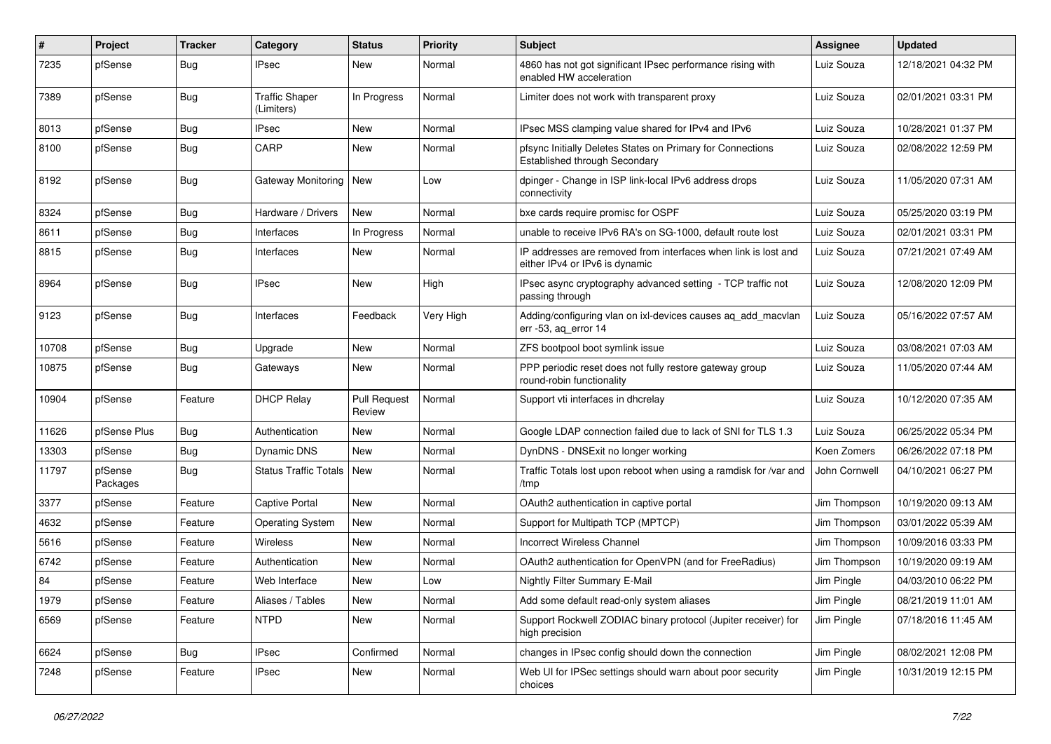| # | Project | Tracker | Category | Status | Priority | Subject | Assignee | Updated |
|---|---|---|---|---|---|---|---|---|
| 7235 | pfSense | Bug | IPsec | New | Normal | 4860 has not got significant IPsec performance rising with enabled HW acceleration | Luiz Souza | 12/18/2021 04:32 PM |
| 7389 | pfSense | Bug | Traffic Shaper (Limiters) | In Progress | Normal | Limiter does not work with transparent proxy | Luiz Souza | 02/01/2021 03:31 PM |
| 8013 | pfSense | Bug | IPsec | New | Normal | IPsec MSS clamping value shared for IPv4 and IPv6 | Luiz Souza | 10/28/2021 01:37 PM |
| 8100 | pfSense | Bug | CARP | New | Normal | pfsync Initially Deletes States on Primary for Connections Established through Secondary | Luiz Souza | 02/08/2022 12:59 PM |
| 8192 | pfSense | Bug | Gateway Monitoring | New | Low | dpinger - Change in ISP link-local IPv6 address drops connectivity | Luiz Souza | 11/05/2020 07:31 AM |
| 8324 | pfSense | Bug | Hardware / Drivers | New | Normal | bxe cards require promisc for OSPF | Luiz Souza | 05/25/2020 03:19 PM |
| 8611 | pfSense | Bug | Interfaces | In Progress | Normal | unable to receive IPv6 RA's on SG-1000, default route lost | Luiz Souza | 02/01/2021 03:31 PM |
| 8815 | pfSense | Bug | Interfaces | New | Normal | IP addresses are removed from interfaces when link is lost and either IPv4 or IPv6 is dynamic | Luiz Souza | 07/21/2021 07:49 AM |
| 8964 | pfSense | Bug | IPsec | New | High | IPsec async cryptography advanced setting - TCP traffic not passing through | Luiz Souza | 12/08/2020 12:09 PM |
| 9123 | pfSense | Bug | Interfaces | Feedback | Very High | Adding/configuring vlan on ixl-devices causes aq_add_macvlan err -53, aq_error 14 | Luiz Souza | 05/16/2022 07:57 AM |
| 10708 | pfSense | Bug | Upgrade | New | Normal | ZFS bootpool boot symlink issue | Luiz Souza | 03/08/2021 07:03 AM |
| 10875 | pfSense | Bug | Gateways | New | Normal | PPP periodic reset does not fully restore gateway group round-robin functionality | Luiz Souza | 11/05/2020 07:44 AM |
| 10904 | pfSense | Feature | DHCP Relay | Pull Request Review | Normal | Support vti interfaces in dhcrelay | Luiz Souza | 10/12/2020 07:35 AM |
| 11626 | pfSense Plus | Bug | Authentication | New | Normal | Google LDAP connection failed due to lack of SNI for TLS 1.3 | Luiz Souza | 06/25/2022 05:34 PM |
| 13303 | pfSense | Bug | Dynamic DNS | New | Normal | DynDNS - DNSExit no longer working | Koen Zomers | 06/26/2022 07:18 PM |
| 11797 | pfSense Packages | Bug | Status Traffic Totals | New | Normal | Traffic Totals lost upon reboot when using a ramdisk for /var and /tmp | John Cornwell | 04/10/2021 06:27 PM |
| 3377 | pfSense | Feature | Captive Portal | New | Normal | OAuth2 authentication in captive portal | Jim Thompson | 10/19/2020 09:13 AM |
| 4632 | pfSense | Feature | Operating System | New | Normal | Support for Multipath TCP (MPTCP) | Jim Thompson | 03/01/2022 05:39 AM |
| 5616 | pfSense | Feature | Wireless | New | Normal | Incorrect Wireless Channel | Jim Thompson | 10/09/2016 03:33 PM |
| 6742 | pfSense | Feature | Authentication | New | Normal | OAuth2 authentication for OpenVPN (and for FreeRadius) | Jim Thompson | 10/19/2020 09:19 AM |
| 84 | pfSense | Feature | Web Interface | New | Low | Nightly Filter Summary E-Mail | Jim Pingle | 04/03/2010 06:22 PM |
| 1979 | pfSense | Feature | Aliases / Tables | New | Normal | Add some default read-only system aliases | Jim Pingle | 08/21/2019 11:01 AM |
| 6569 | pfSense | Feature | NTPD | New | Normal | Support Rockwell ZODIAC binary protocol (Jupiter receiver) for high precision | Jim Pingle | 07/18/2016 11:45 AM |
| 6624 | pfSense | Bug | IPsec | Confirmed | Normal | changes in IPsec config should down the connection | Jim Pingle | 08/02/2021 12:08 PM |
| 7248 | pfSense | Feature | IPsec | New | Normal | Web UI for IPSec settings should warn about poor security choices | Jim Pingle | 10/31/2019 12:15 PM |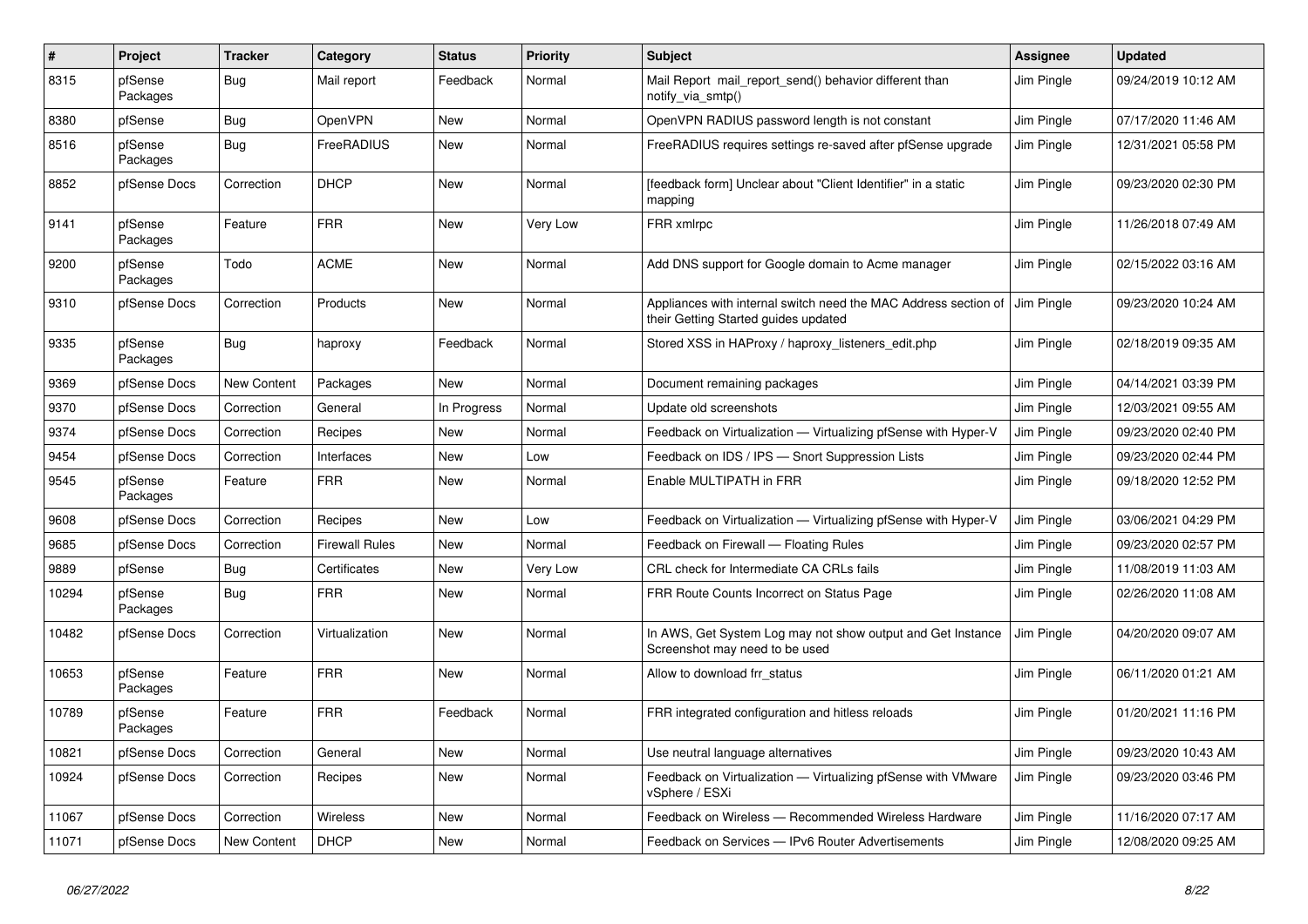| # | Project | Tracker | Category | Status | Priority | Subject | Assignee | Updated |
|---|---|---|---|---|---|---|---|---|
| 8315 | pfSense Packages | Bug | Mail report | Feedback | Normal | Mail Report mail_report_send() behavior different than notify_via_smtp() | Jim Pingle | 09/24/2019 10:12 AM |
| 8380 | pfSense | Bug | OpenVPN | New | Normal | OpenVPN RADIUS password length is not constant | Jim Pingle | 07/17/2020 11:46 AM |
| 8516 | pfSense Packages | Bug | FreeRADIUS | New | Normal | FreeRADIUS requires settings re-saved after pfSense upgrade | Jim Pingle | 12/31/2021 05:58 PM |
| 8852 | pfSense Docs | Correction | DHCP | New | Normal | [feedback form] Unclear about "Client Identifier" in a static mapping | Jim Pingle | 09/23/2020 02:30 PM |
| 9141 | pfSense Packages | Feature | FRR | New | Very Low | FRR xmlrpc | Jim Pingle | 11/26/2018 07:49 AM |
| 9200 | pfSense Packages | Todo | ACME | New | Normal | Add DNS support for Google domain to Acme manager | Jim Pingle | 02/15/2022 03:16 AM |
| 9310 | pfSense Docs | Correction | Products | New | Normal | Appliances with internal switch need the MAC Address section of their Getting Started guides updated | Jim Pingle | 09/23/2020 10:24 AM |
| 9335 | pfSense Packages | Bug | haproxy | Feedback | Normal | Stored XSS in HAProxy / haproxy_listeners_edit.php | Jim Pingle | 02/18/2019 09:35 AM |
| 9369 | pfSense Docs | New Content | Packages | New | Normal | Document remaining packages | Jim Pingle | 04/14/2021 03:39 PM |
| 9370 | pfSense Docs | Correction | General | In Progress | Normal | Update old screenshots | Jim Pingle | 12/03/2021 09:55 AM |
| 9374 | pfSense Docs | Correction | Recipes | New | Normal | Feedback on Virtualization — Virtualizing pfSense with Hyper-V | Jim Pingle | 09/23/2020 02:40 PM |
| 9454 | pfSense Docs | Correction | Interfaces | New | Low | Feedback on IDS / IPS — Snort Suppression Lists | Jim Pingle | 09/23/2020 02:44 PM |
| 9545 | pfSense Packages | Feature | FRR | New | Normal | Enable MULTIPATH in FRR | Jim Pingle | 09/18/2020 12:52 PM |
| 9608 | pfSense Docs | Correction | Recipes | New | Low | Feedback on Virtualization — Virtualizing pfSense with Hyper-V | Jim Pingle | 03/06/2021 04:29 PM |
| 9685 | pfSense Docs | Correction | Firewall Rules | New | Normal | Feedback on Firewall — Floating Rules | Jim Pingle | 09/23/2020 02:57 PM |
| 9889 | pfSense | Bug | Certificates | New | Very Low | CRL check for Intermediate CA CRLs fails | Jim Pingle | 11/08/2019 11:03 AM |
| 10294 | pfSense Packages | Bug | FRR | New | Normal | FRR Route Counts Incorrect on Status Page | Jim Pingle | 02/26/2020 11:08 AM |
| 10482 | pfSense Docs | Correction | Virtualization | New | Normal | In AWS, Get System Log may not show output and Get Instance Screenshot may need to be used | Jim Pingle | 04/20/2020 09:07 AM |
| 10653 | pfSense Packages | Feature | FRR | New | Normal | Allow to download frr_status | Jim Pingle | 06/11/2020 01:21 AM |
| 10789 | pfSense Packages | Feature | FRR | Feedback | Normal | FRR integrated configuration and hitless reloads | Jim Pingle | 01/20/2021 11:16 PM |
| 10821 | pfSense Docs | Correction | General | New | Normal | Use neutral language alternatives | Jim Pingle | 09/23/2020 10:43 AM |
| 10924 | pfSense Docs | Correction | Recipes | New | Normal | Feedback on Virtualization — Virtualizing pfSense with VMware vSphere / ESXi | Jim Pingle | 09/23/2020 03:46 PM |
| 11067 | pfSense Docs | Correction | Wireless | New | Normal | Feedback on Wireless — Recommended Wireless Hardware | Jim Pingle | 11/16/2020 07:17 AM |
| 11071 | pfSense Docs | New Content | DHCP | New | Normal | Feedback on Services — IPv6 Router Advertisements | Jim Pingle | 12/08/2020 09:25 AM |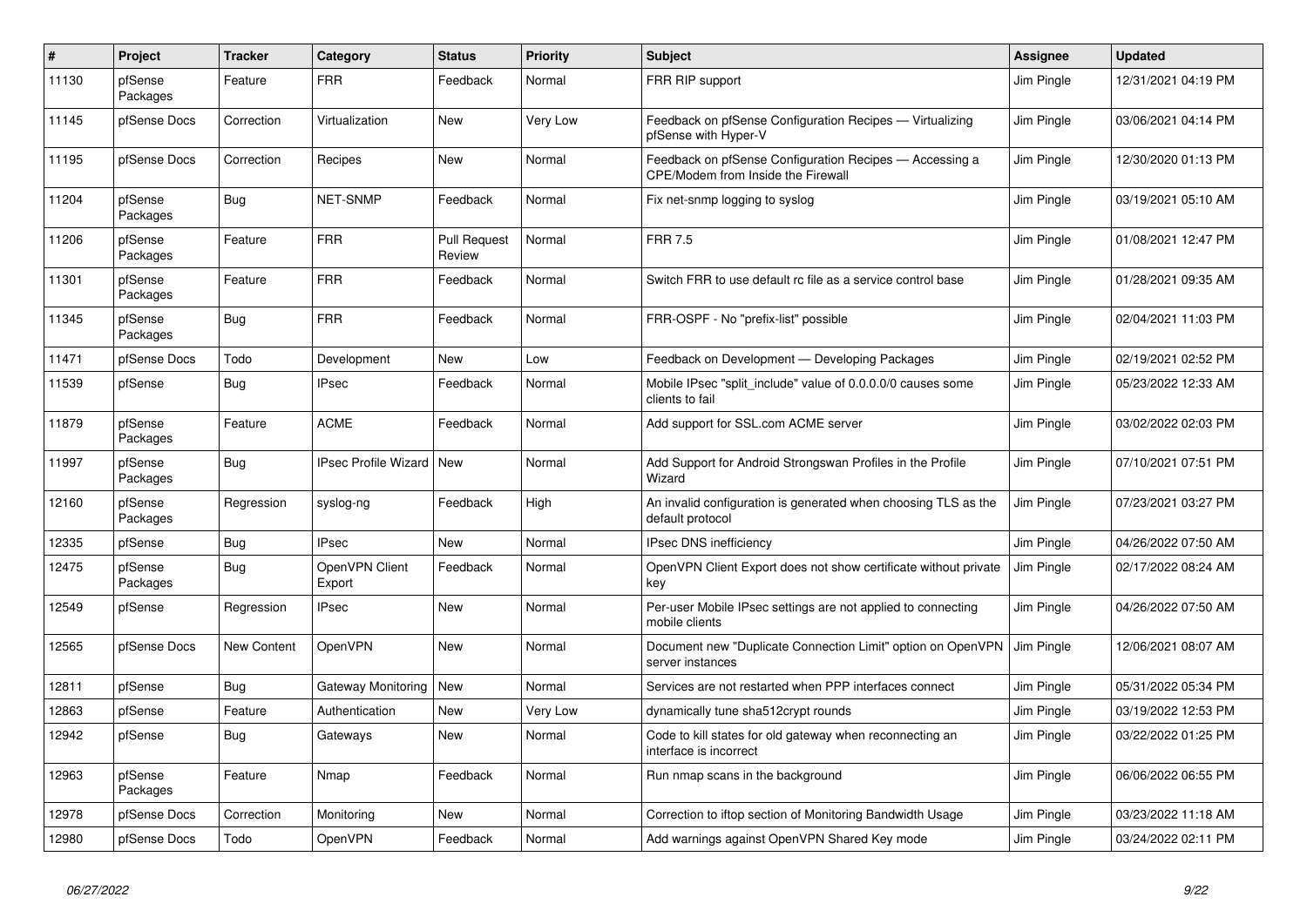| # | Project | Tracker | Category | Status | Priority | Subject | Assignee | Updated |
|---|---|---|---|---|---|---|---|---|
| 11130 | pfSense Packages | Feature | FRR | Feedback | Normal | FRR RIP support | Jim Pingle | 12/31/2021 04:19 PM |
| 11145 | pfSense Docs | Correction | Virtualization | New | Very Low | Feedback on pfSense Configuration Recipes — Virtualizing pfSense with Hyper-V | Jim Pingle | 03/06/2021 04:14 PM |
| 11195 | pfSense Docs | Correction | Recipes | New | Normal | Feedback on pfSense Configuration Recipes — Accessing a CPE/Modem from Inside the Firewall | Jim Pingle | 12/30/2020 01:13 PM |
| 11204 | pfSense Packages | Bug | NET-SNMP | Feedback | Normal | Fix net-snmp logging to syslog | Jim Pingle | 03/19/2021 05:10 AM |
| 11206 | pfSense Packages | Feature | FRR | Pull Request Review | Normal | FRR 7.5 | Jim Pingle | 01/08/2021 12:47 PM |
| 11301 | pfSense Packages | Feature | FRR | Feedback | Normal | Switch FRR to use default rc file as a service control base | Jim Pingle | 01/28/2021 09:35 AM |
| 11345 | pfSense Packages | Bug | FRR | Feedback | Normal | FRR-OSPF - No "prefix-list" possible | Jim Pingle | 02/04/2021 11:03 PM |
| 11471 | pfSense Docs | Todo | Development | New | Low | Feedback on Development — Developing Packages | Jim Pingle | 02/19/2021 02:52 PM |
| 11539 | pfSense | Bug | IPsec | Feedback | Normal | Mobile IPsec "split_include" value of 0.0.0.0/0 causes some clients to fail | Jim Pingle | 05/23/2022 12:33 AM |
| 11879 | pfSense Packages | Feature | ACME | Feedback | Normal | Add support for SSL.com ACME server | Jim Pingle | 03/02/2022 02:03 PM |
| 11997 | pfSense Packages | Bug | IPsec Profile Wizard | New | Normal | Add Support for Android Strongswan Profiles in the Profile Wizard | Jim Pingle | 07/10/2021 07:51 PM |
| 12160 | pfSense Packages | Regression | syslog-ng | Feedback | High | An invalid configuration is generated when choosing TLS as the default protocol | Jim Pingle | 07/23/2021 03:27 PM |
| 12335 | pfSense | Bug | IPsec | New | Normal | IPsec DNS inefficiency | Jim Pingle | 04/26/2022 07:50 AM |
| 12475 | pfSense Packages | Bug | OpenVPN Client Export | Feedback | Normal | OpenVPN Client Export does not show certificate without private key | Jim Pingle | 02/17/2022 08:24 AM |
| 12549 | pfSense | Regression | IPsec | New | Normal | Per-user Mobile IPsec settings are not applied to connecting mobile clients | Jim Pingle | 04/26/2022 07:50 AM |
| 12565 | pfSense Docs | New Content | OpenVPN | New | Normal | Document new "Duplicate Connection Limit" option on OpenVPN server instances | Jim Pingle | 12/06/2021 08:07 AM |
| 12811 | pfSense | Bug | Gateway Monitoring | New | Normal | Services are not restarted when PPP interfaces connect | Jim Pingle | 05/31/2022 05:34 PM |
| 12863 | pfSense | Feature | Authentication | New | Very Low | dynamically tune sha512crypt rounds | Jim Pingle | 03/19/2022 12:53 PM |
| 12942 | pfSense | Bug | Gateways | New | Normal | Code to kill states for old gateway when reconnecting an interface is incorrect | Jim Pingle | 03/22/2022 01:25 PM |
| 12963 | pfSense Packages | Feature | Nmap | Feedback | Normal | Run nmap scans in the background | Jim Pingle | 06/06/2022 06:55 PM |
| 12978 | pfSense Docs | Correction | Monitoring | New | Normal | Correction to iftop section of Monitoring Bandwidth Usage | Jim Pingle | 03/23/2022 11:18 AM |
| 12980 | pfSense Docs | Todo | OpenVPN | Feedback | Normal | Add warnings against OpenVPN Shared Key mode | Jim Pingle | 03/24/2022 02:11 PM |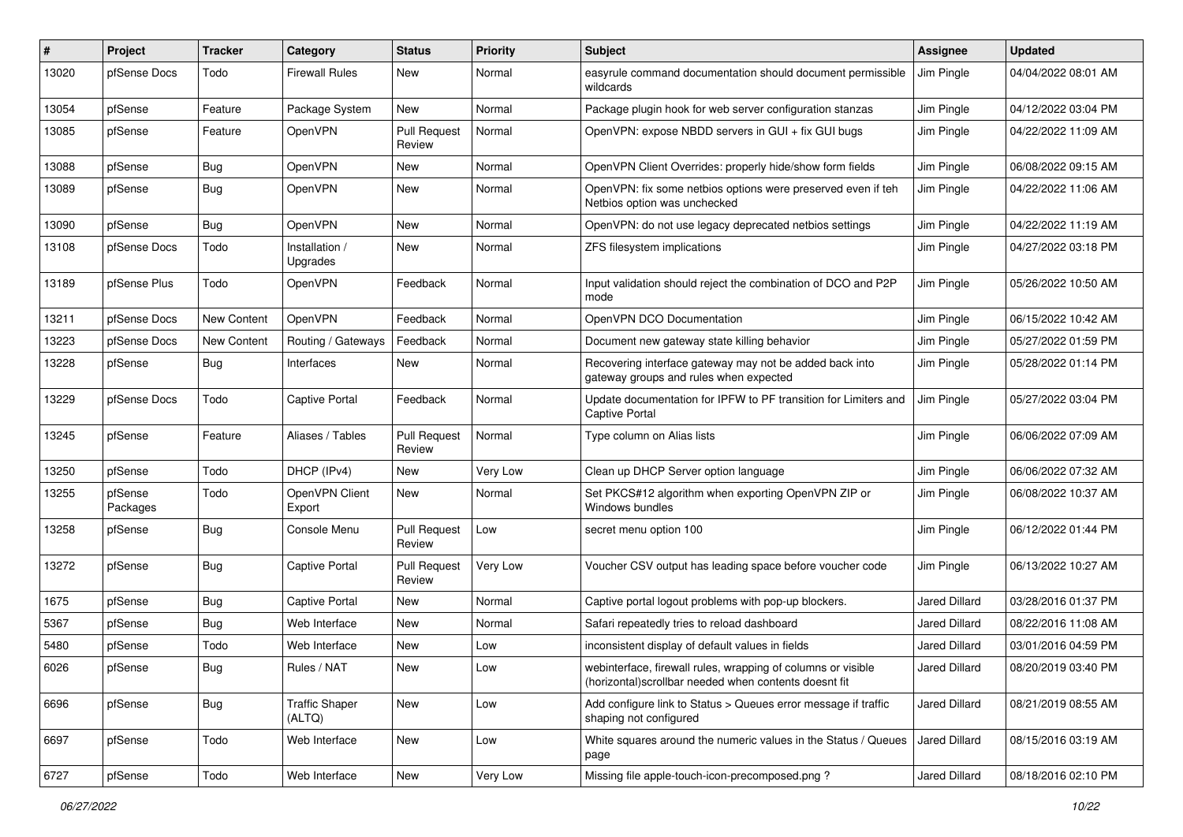| # | Project | Tracker | Category | Status | Priority | Subject | Assignee | Updated |
|---|---|---|---|---|---|---|---|---|
| 13020 | pfSense Docs | Todo | Firewall Rules | New | Normal | easyrule command documentation should document permissible wildcards | Jim Pingle | 04/04/2022 08:01 AM |
| 13054 | pfSense | Feature | Package System | New | Normal | Package plugin hook for web server configuration stanzas | Jim Pingle | 04/12/2022 03:04 PM |
| 13085 | pfSense | Feature | OpenVPN | Pull Request Review | Normal | OpenVPN: expose NBDD servers in GUI + fix GUI bugs | Jim Pingle | 04/22/2022 11:09 AM |
| 13088 | pfSense | Bug | OpenVPN | New | Normal | OpenVPN Client Overrides: properly hide/show form fields | Jim Pingle | 06/08/2022 09:15 AM |
| 13089 | pfSense | Bug | OpenVPN | New | Normal | OpenVPN: fix some netbios options were preserved even if teh Netbios option was unchecked | Jim Pingle | 04/22/2022 11:06 AM |
| 13090 | pfSense | Bug | OpenVPN | New | Normal | OpenVPN: do not use legacy deprecated netbios settings | Jim Pingle | 04/22/2022 11:19 AM |
| 13108 | pfSense Docs | Todo | Installation / Upgrades | New | Normal | ZFS filesystem implications | Jim Pingle | 04/27/2022 03:18 PM |
| 13189 | pfSense Plus | Todo | OpenVPN | Feedback | Normal | Input validation should reject the combination of DCO and P2P mode | Jim Pingle | 05/26/2022 10:50 AM |
| 13211 | pfSense Docs | New Content | OpenVPN | Feedback | Normal | OpenVPN DCO Documentation | Jim Pingle | 06/15/2022 10:42 AM |
| 13223 | pfSense Docs | New Content | Routing / Gateways | Feedback | Normal | Document new gateway state killing behavior | Jim Pingle | 05/27/2022 01:59 PM |
| 13228 | pfSense | Bug | Interfaces | New | Normal | Recovering interface gateway may not be added back into gateway groups and rules when expected | Jim Pingle | 05/28/2022 01:14 PM |
| 13229 | pfSense Docs | Todo | Captive Portal | Feedback | Normal | Update documentation for IPFW to PF transition for Limiters and Captive Portal | Jim Pingle | 05/27/2022 03:04 PM |
| 13245 | pfSense | Feature | Aliases / Tables | Pull Request Review | Normal | Type column on Alias lists | Jim Pingle | 06/06/2022 07:09 AM |
| 13250 | pfSense | Todo | DHCP (IPv4) | New | Very Low | Clean up DHCP Server option language | Jim Pingle | 06/06/2022 07:32 AM |
| 13255 | pfSense Packages | Todo | OpenVPN Client Export | New | Normal | Set PKCS#12 algorithm when exporting OpenVPN ZIP or Windows bundles | Jim Pingle | 06/08/2022 10:37 AM |
| 13258 | pfSense | Bug | Console Menu | Pull Request Review | Low | secret menu option 100 | Jim Pingle | 06/12/2022 01:44 PM |
| 13272 | pfSense | Bug | Captive Portal | Pull Request Review | Very Low | Voucher CSV output has leading space before voucher code | Jim Pingle | 06/13/2022 10:27 AM |
| 1675 | pfSense | Bug | Captive Portal | New | Normal | Captive portal logout problems with pop-up blockers. | Jared Dillard | 03/28/2016 01:37 PM |
| 5367 | pfSense | Bug | Web Interface | New | Normal | Safari repeatedly tries to reload dashboard | Jared Dillard | 08/22/2016 11:08 AM |
| 5480 | pfSense | Todo | Web Interface | New | Low | inconsistent display of default values in fields | Jared Dillard | 03/01/2016 04:59 PM |
| 6026 | pfSense | Bug | Rules / NAT | New | Low | webinterface, firewall rules, wrapping of columns or visible (horizontal)scrollbar needed when contents doesnt fit | Jared Dillard | 08/20/2019 03:40 PM |
| 6696 | pfSense | Bug | Traffic Shaper (ALTQ) | New | Low | Add configure link to Status > Queues error message if traffic shaping not configured | Jared Dillard | 08/21/2019 08:55 AM |
| 6697 | pfSense | Todo | Web Interface | New | Low | White squares around the numeric values in the Status / Queues page | Jared Dillard | 08/15/2016 03:19 AM |
| 6727 | pfSense | Todo | Web Interface | New | Very Low | Missing file apple-touch-icon-precomposed.png ? | Jared Dillard | 08/18/2016 02:10 PM |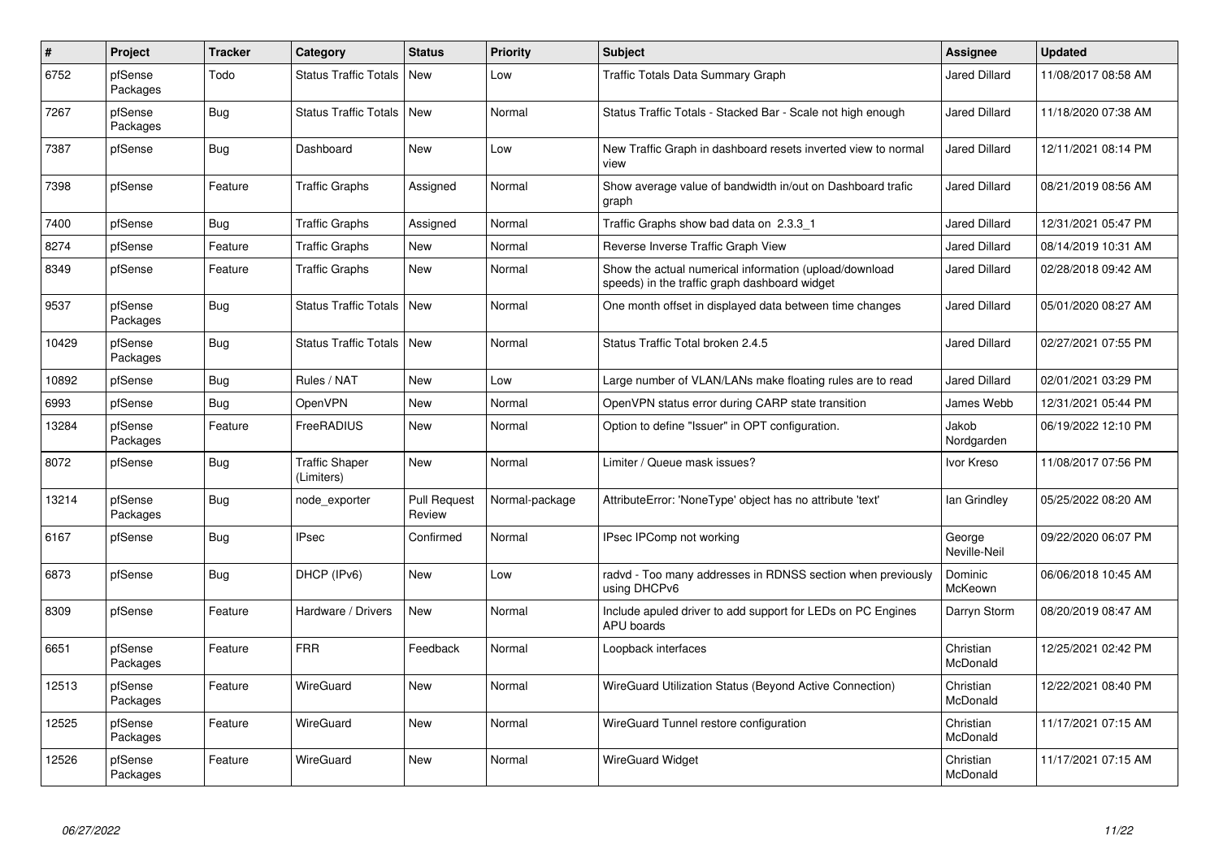| # | Project | Tracker | Category | Status | Priority | Subject | Assignee | Updated |
|---|---|---|---|---|---|---|---|---|
| 6752 | pfSense Packages | Todo | Status Traffic Totals | New | Low | Traffic Totals Data Summary Graph | Jared Dillard | 11/08/2017 08:58 AM |
| 7267 | pfSense Packages | Bug | Status Traffic Totals | New | Normal | Status Traffic Totals - Stacked Bar - Scale not high enough | Jared Dillard | 11/18/2020 07:38 AM |
| 7387 | pfSense | Bug | Dashboard | New | Low | New Traffic Graph in dashboard resets inverted view to normal view | Jared Dillard | 12/11/2021 08:14 PM |
| 7398 | pfSense | Feature | Traffic Graphs | Assigned | Normal | Show average value of bandwidth in/out on Dashboard trafic graph | Jared Dillard | 08/21/2019 08:56 AM |
| 7400 | pfSense | Bug | Traffic Graphs | Assigned | Normal | Traffic Graphs show bad data on 2.3.3_1 | Jared Dillard | 12/31/2021 05:47 PM |
| 8274 | pfSense | Feature | Traffic Graphs | New | Normal | Reverse Inverse Traffic Graph View | Jared Dillard | 08/14/2019 10:31 AM |
| 8349 | pfSense | Feature | Traffic Graphs | New | Normal | Show the actual numerical information (upload/download speeds) in the traffic graph dashboard widget | Jared Dillard | 02/28/2018 09:42 AM |
| 9537 | pfSense Packages | Bug | Status Traffic Totals | New | Normal | One month offset in displayed data between time changes | Jared Dillard | 05/01/2020 08:27 AM |
| 10429 | pfSense Packages | Bug | Status Traffic Totals | New | Normal | Status Traffic Total broken 2.4.5 | Jared Dillard | 02/27/2021 07:55 PM |
| 10892 | pfSense | Bug | Rules / NAT | New | Low | Large number of VLAN/LANs make floating rules are to read | Jared Dillard | 02/01/2021 03:29 PM |
| 6993 | pfSense | Bug | OpenVPN | New | Normal | OpenVPN status error during CARP state transition | James Webb | 12/31/2021 05:44 PM |
| 13284 | pfSense Packages | Feature | FreeRADIUS | New | Normal | Option to define "Issuer" in OPT configuration. | Jakob Nordgarden | 06/19/2022 12:10 PM |
| 8072 | pfSense | Bug | Traffic Shaper (Limiters) | New | Normal | Limiter / Queue mask issues? | Ivor Kreso | 11/08/2017 07:56 PM |
| 13214 | pfSense Packages | Bug | node_exporter | Pull Request Review | Normal-package | AttributeError: 'NoneType' object has no attribute 'text' | Ian Grindley | 05/25/2022 08:20 AM |
| 6167 | pfSense | Bug | IPsec | Confirmed | Normal | IPsec IPComp not working | George Neville-Neil | 09/22/2020 06:07 PM |
| 6873 | pfSense | Bug | DHCP (IPv6) | New | Low | radvd - Too many addresses in RDNSS section when previously using DHCPv6 | Dominic McKeown | 06/06/2018 10:45 AM |
| 8309 | pfSense | Feature | Hardware / Drivers | New | Normal | Include apuled driver to add support for LEDs on PC Engines APU boards | Darryn Storm | 08/20/2019 08:47 AM |
| 6651 | pfSense Packages | Feature | FRR | Feedback | Normal | Loopback interfaces | Christian McDonald | 12/25/2021 02:42 PM |
| 12513 | pfSense Packages | Feature | WireGuard | New | Normal | WireGuard Utilization Status (Beyond Active Connection) | Christian McDonald | 12/22/2021 08:40 PM |
| 12525 | pfSense Packages | Feature | WireGuard | New | Normal | WireGuard Tunnel restore configuration | Christian McDonald | 11/17/2021 07:15 AM |
| 12526 | pfSense Packages | Feature | WireGuard | New | Normal | WireGuard Widget | Christian McDonald | 11/17/2021 07:15 AM |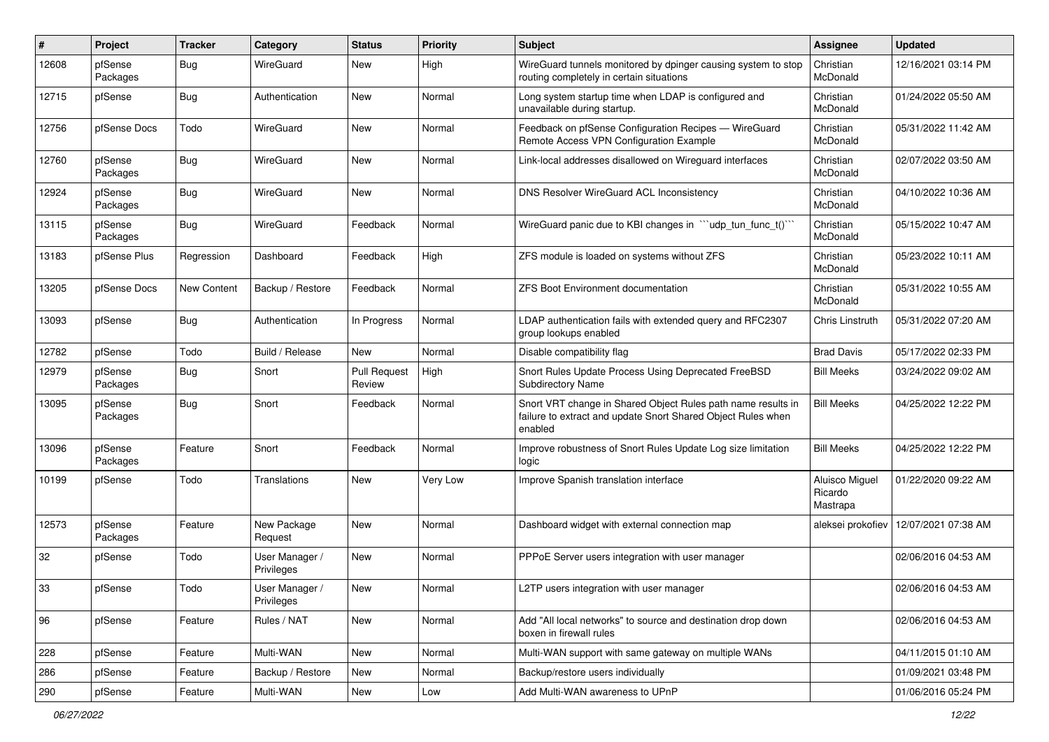| # | Project | Tracker | Category | Status | Priority | Subject | Assignee | Updated |
|---|---|---|---|---|---|---|---|---|
| 12608 | pfSense Packages | Bug | WireGuard | New | High | WireGuard tunnels monitored by dpinger causing system to stop routing completely in certain situations | Christian McDonald | 12/16/2021 03:14 PM |
| 12715 | pfSense | Bug | Authentication | New | Normal | Long system startup time when LDAP is configured and unavailable during startup. | Christian McDonald | 01/24/2022 05:50 AM |
| 12756 | pfSense Docs | Todo | WireGuard | New | Normal | Feedback on pfSense Configuration Recipes — WireGuard Remote Access VPN Configuration Example | Christian McDonald | 05/31/2022 11:42 AM |
| 12760 | pfSense Packages | Bug | WireGuard | New | Normal | Link-local addresses disallowed on Wireguard interfaces | Christian McDonald | 02/07/2022 03:50 AM |
| 12924 | pfSense Packages | Bug | WireGuard | New | Normal | DNS Resolver WireGuard ACL Inconsistency | Christian McDonald | 04/10/2022 10:36 AM |
| 13115 | pfSense Packages | Bug | WireGuard | Feedback | Normal | WireGuard panic due to KBI changes in ```udp_tun_func_t()``` | Christian McDonald | 05/15/2022 10:47 AM |
| 13183 | pfSense Plus | Regression | Dashboard | Feedback | High | ZFS module is loaded on systems without ZFS | Christian McDonald | 05/23/2022 10:11 AM |
| 13205 | pfSense Docs | New Content | Backup / Restore | Feedback | Normal | ZFS Boot Environment documentation | Christian McDonald | 05/31/2022 10:55 AM |
| 13093 | pfSense | Bug | Authentication | In Progress | Normal | LDAP authentication fails with extended query and RFC2307 group lookups enabled | Chris Linstruth | 05/31/2022 07:20 AM |
| 12782 | pfSense | Todo | Build / Release | New | Normal | Disable compatibility flag | Brad Davis | 05/17/2022 02:33 PM |
| 12979 | pfSense Packages | Bug | Snort | Pull Request Review | High | Snort Rules Update Process Using Deprecated FreeBSD Subdirectory Name | Bill Meeks | 03/24/2022 09:02 AM |
| 13095 | pfSense Packages | Bug | Snort | Feedback | Normal | Snort VRT change in Shared Object Rules path name results in failure to extract and update Snort Shared Object Rules when enabled | Bill Meeks | 04/25/2022 12:22 PM |
| 13096 | pfSense Packages | Feature | Snort | Feedback | Normal | Improve robustness of Snort Rules Update Log size limitation logic | Bill Meeks | 04/25/2022 12:22 PM |
| 10199 | pfSense | Todo | Translations | New | Very Low | Improve Spanish translation interface | Aluisco Miguel Ricardo Mastrapa | 01/22/2020 09:22 AM |
| 12573 | pfSense Packages | Feature | New Package Request | New | Normal | Dashboard widget with external connection map | aleksei prokofiev | 12/07/2021 07:38 AM |
| 32 | pfSense | Todo | User Manager / Privileges | New | Normal | PPPoE Server users integration with user manager | | 02/06/2016 04:53 AM |
| 33 | pfSense | Todo | User Manager / Privileges | New | Normal | L2TP users integration with user manager | | 02/06/2016 04:53 AM |
| 96 | pfSense | Feature | Rules / NAT | New | Normal | Add "All local networks" to source and destination drop down boxen in firewall rules | | 02/06/2016 04:53 AM |
| 228 | pfSense | Feature | Multi-WAN | New | Normal | Multi-WAN support with same gateway on multiple WANs | | 04/11/2015 01:10 AM |
| 286 | pfSense | Feature | Backup / Restore | New | Normal | Backup/restore users individually | | 01/09/2021 03:48 PM |
| 290 | pfSense | Feature | Multi-WAN | New | Low | Add Multi-WAN awareness to UPnP | | 01/06/2016 05:24 PM |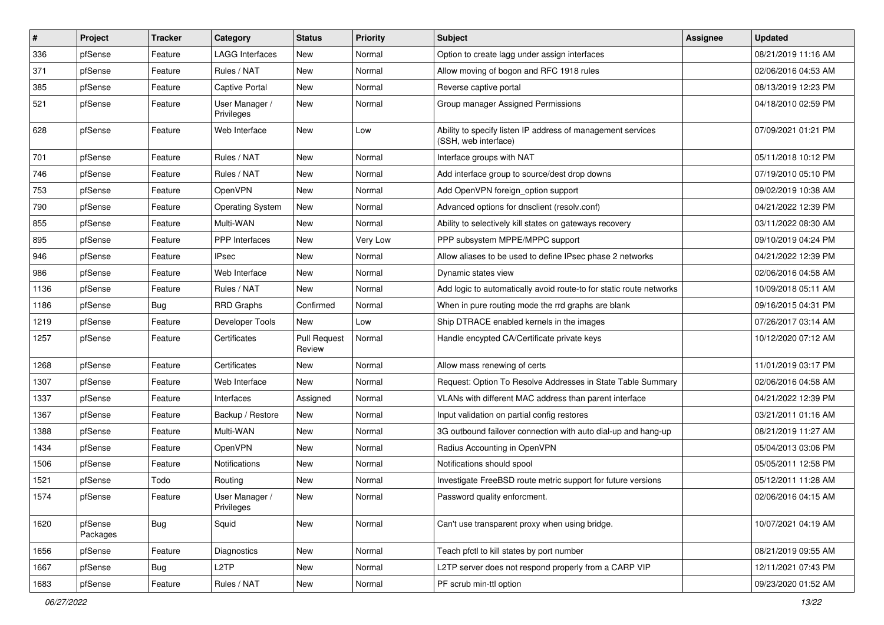| # | Project | Tracker | Category | Status | Priority | Subject | Assignee | Updated |
|---|---|---|---|---|---|---|---|---|
| 336 | pfSense | Feature | LAGG Interfaces | New | Normal | Option to create lagg under assign interfaces | | 08/21/2019 11:16 AM |
| 371 | pfSense | Feature | Rules / NAT | New | Normal | Allow moving of bogon and RFC 1918 rules | | 02/06/2016 04:53 AM |
| 385 | pfSense | Feature | Captive Portal | New | Normal | Reverse captive portal | | 08/13/2019 12:23 PM |
| 521 | pfSense | Feature | User Manager / Privileges | New | Normal | Group manager Assigned Permissions | | 04/18/2010 02:59 PM |
| 628 | pfSense | Feature | Web Interface | New | Low | Ability to specify listen IP address of management services (SSH, web interface) | | 07/09/2021 01:21 PM |
| 701 | pfSense | Feature | Rules / NAT | New | Normal | Interface groups with NAT | | 05/11/2018 10:12 PM |
| 746 | pfSense | Feature | Rules / NAT | New | Normal | Add interface group to source/dest drop downs | | 07/19/2010 05:10 PM |
| 753 | pfSense | Feature | OpenVPN | New | Normal | Add OpenVPN foreign_option support | | 09/02/2019 10:38 AM |
| 790 | pfSense | Feature | Operating System | New | Normal | Advanced options for dnsclient (resolv.conf) | | 04/21/2022 12:39 PM |
| 855 | pfSense | Feature | Multi-WAN | New | Normal | Ability to selectively kill states on gateways recovery | | 03/11/2022 08:30 AM |
| 895 | pfSense | Feature | PPP Interfaces | New | Very Low | PPP subsystem MPPE/MPPC support | | 09/10/2019 04:24 PM |
| 946 | pfSense | Feature | IPsec | New | Normal | Allow aliases to be used to define IPsec phase 2 networks | | 04/21/2022 12:39 PM |
| 986 | pfSense | Feature | Web Interface | New | Normal | Dynamic states view | | 02/06/2016 04:58 AM |
| 1136 | pfSense | Feature | Rules / NAT | New | Normal | Add logic to automatically avoid route-to for static route networks | | 10/09/2018 05:11 AM |
| 1186 | pfSense | Bug | RRD Graphs | Confirmed | Normal | When in pure routing mode the rrd graphs are blank | | 09/16/2015 04:31 PM |
| 1219 | pfSense | Feature | Developer Tools | New | Low | Ship DTRACE enabled kernels in the images | | 07/26/2017 03:14 AM |
| 1257 | pfSense | Feature | Certificates | Pull Request Review | Normal | Handle encypted CA/Certificate private keys | | 10/12/2020 07:12 AM |
| 1268 | pfSense | Feature | Certificates | New | Normal | Allow mass renewing of certs | | 11/01/2019 03:17 PM |
| 1307 | pfSense | Feature | Web Interface | New | Normal | Request: Option To Resolve Addresses in State Table Summary | | 02/06/2016 04:58 AM |
| 1337 | pfSense | Feature | Interfaces | Assigned | Normal | VLANs with different MAC address than parent interface | | 04/21/2022 12:39 PM |
| 1367 | pfSense | Feature | Backup / Restore | New | Normal | Input validation on partial config restores | | 03/21/2011 01:16 AM |
| 1388 | pfSense | Feature | Multi-WAN | New | Normal | 3G outbound failover connection with auto dial-up and hang-up | | 08/21/2019 11:27 AM |
| 1434 | pfSense | Feature | OpenVPN | New | Normal | Radius Accounting in OpenVPN | | 05/04/2013 03:06 PM |
| 1506 | pfSense | Feature | Notifications | New | Normal | Notifications should spool | | 05/05/2011 12:58 PM |
| 1521 | pfSense | Todo | Routing | New | Normal | Investigate FreeBSD route metric support for future versions | | 05/12/2011 11:28 AM |
| 1574 | pfSense | Feature | User Manager / Privileges | New | Normal | Password quality enforcment. | | 02/06/2016 04:15 AM |
| 1620 | pfSense Packages | Bug | Squid | New | Normal | Can't use transparent proxy when using bridge. | | 10/07/2021 04:19 AM |
| 1656 | pfSense | Feature | Diagnostics | New | Normal | Teach pfctl to kill states by port number | | 08/21/2019 09:55 AM |
| 1667 | pfSense | Bug | L2TP | New | Normal | L2TP server does not respond properly from a CARP VIP | | 12/11/2021 07:43 PM |
| 1683 | pfSense | Feature | Rules / NAT | New | Normal | PF scrub min-ttl option | | 09/23/2020 01:52 AM |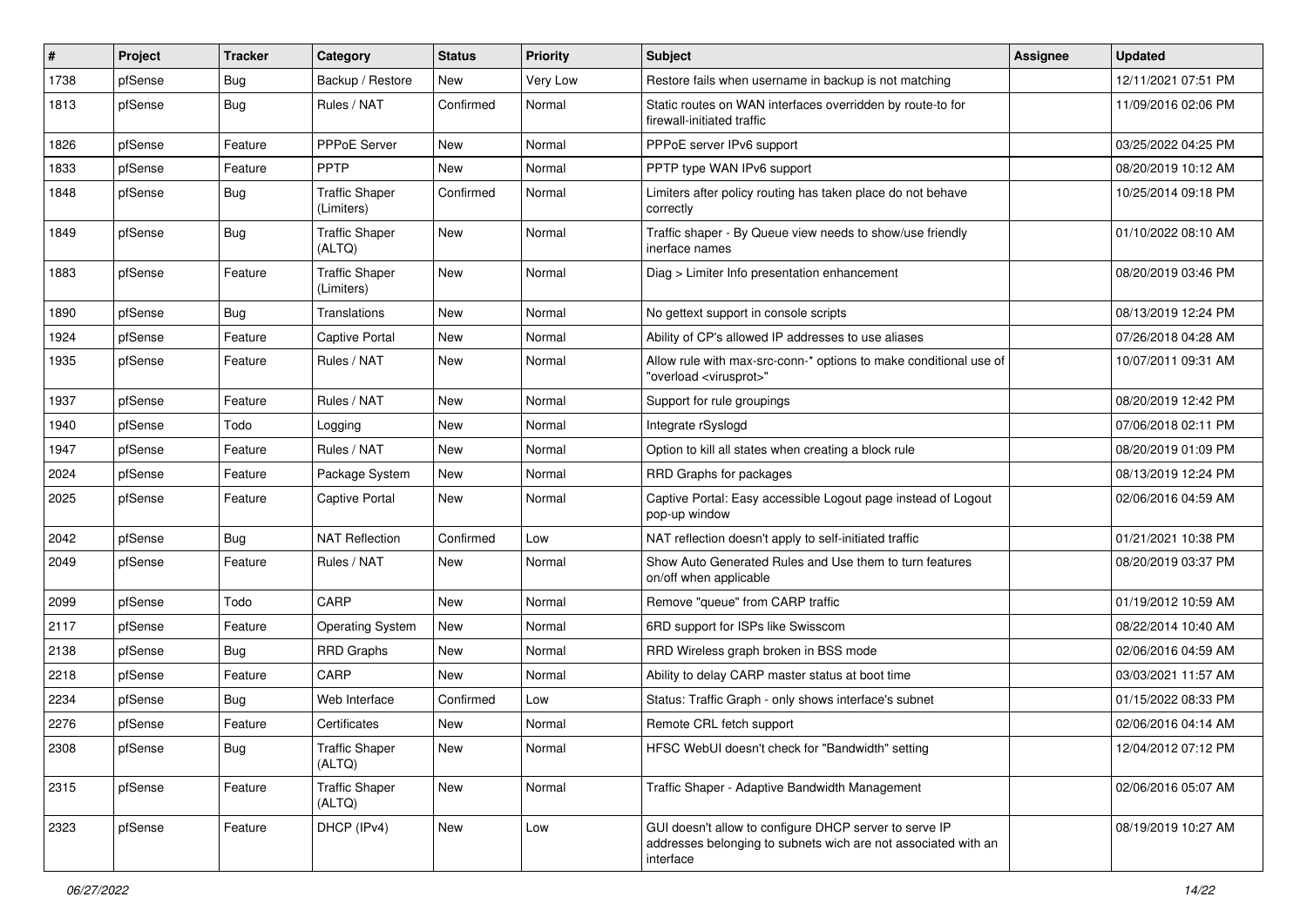| # | Project | Tracker | Category | Status | Priority | Subject | Assignee | Updated |
|---|---|---|---|---|---|---|---|---|
| 1738 | pfSense | Bug | Backup / Restore | New | Very Low | Restore fails when username in backup is not matching | | 12/11/2021 07:51 PM |
| 1813 | pfSense | Bug | Rules / NAT | Confirmed | Normal | Static routes on WAN interfaces overridden by route-to for firewall-initiated traffic | | 11/09/2016 02:06 PM |
| 1826 | pfSense | Feature | PPPoE Server | New | Normal | PPPoE server IPv6 support | | 03/25/2022 04:25 PM |
| 1833 | pfSense | Feature | PPTP | New | Normal | PPTP type WAN IPv6 support | | 08/20/2019 10:12 AM |
| 1848 | pfSense | Bug | Traffic Shaper (Limiters) | Confirmed | Normal | Limiters after policy routing has taken place do not behave correctly | | 10/25/2014 09:18 PM |
| 1849 | pfSense | Bug | Traffic Shaper (ALTQ) | New | Normal | Traffic shaper - By Queue view needs to show/use friendly inerface names | | 01/10/2022 08:10 AM |
| 1883 | pfSense | Feature | Traffic Shaper (Limiters) | New | Normal | Diag > Limiter Info presentation enhancement | | 08/20/2019 03:46 PM |
| 1890 | pfSense | Bug | Translations | New | Normal | No gettext support in console scripts | | 08/13/2019 12:24 PM |
| 1924 | pfSense | Feature | Captive Portal | New | Normal | Ability of CP's allowed IP addresses to use aliases | | 07/26/2018 04:28 AM |
| 1935 | pfSense | Feature | Rules / NAT | New | Normal | Allow rule with max-src-conn-* options to make conditional use of "overload <virusprot>" | | 10/07/2011 09:31 AM |
| 1937 | pfSense | Feature | Rules / NAT | New | Normal | Support for rule groupings | | 08/20/2019 12:42 PM |
| 1940 | pfSense | Todo | Logging | New | Normal | Integrate rSyslogd | | 07/06/2018 02:11 PM |
| 1947 | pfSense | Feature | Rules / NAT | New | Normal | Option to kill all states when creating a block rule | | 08/20/2019 01:09 PM |
| 2024 | pfSense | Feature | Package System | New | Normal | RRD Graphs for packages | | 08/13/2019 12:24 PM |
| 2025 | pfSense | Feature | Captive Portal | New | Normal | Captive Portal: Easy accessible Logout page instead of Logout pop-up window | | 02/06/2016 04:59 AM |
| 2042 | pfSense | Bug | NAT Reflection | Confirmed | Low | NAT reflection doesn't apply to self-initiated traffic | | 01/21/2021 10:38 PM |
| 2049 | pfSense | Feature | Rules / NAT | New | Normal | Show Auto Generated Rules and Use them to turn features on/off when applicable | | 08/20/2019 03:37 PM |
| 2099 | pfSense | Todo | CARP | New | Normal | Remove "queue" from CARP traffic | | 01/19/2012 10:59 AM |
| 2117 | pfSense | Feature | Operating System | New | Normal | 6RD support for ISPs like Swisscom | | 08/22/2014 10:40 AM |
| 2138 | pfSense | Bug | RRD Graphs | New | Normal | RRD Wireless graph broken in BSS mode | | 02/06/2016 04:59 AM |
| 2218 | pfSense | Feature | CARP | New | Normal | Ability to delay CARP master status at boot time | | 03/03/2021 11:57 AM |
| 2234 | pfSense | Bug | Web Interface | Confirmed | Low | Status: Traffic Graph - only shows interface's subnet | | 01/15/2022 08:33 PM |
| 2276 | pfSense | Feature | Certificates | New | Normal | Remote CRL fetch support | | 02/06/2016 04:14 AM |
| 2308 | pfSense | Bug | Traffic Shaper (ALTQ) | New | Normal | HFSC WebUI doesn't check for "Bandwidth" setting | | 12/04/2012 07:12 PM |
| 2315 | pfSense | Feature | Traffic Shaper (ALTQ) | New | Normal | Traffic Shaper - Adaptive Bandwidth Management | | 02/06/2016 05:07 AM |
| 2323 | pfSense | Feature | DHCP (IPv4) | New | Low | GUI doesn't allow to configure DHCP server to serve IP addresses belonging to subnets wich are not associated with an interface | | 08/19/2019 10:27 AM |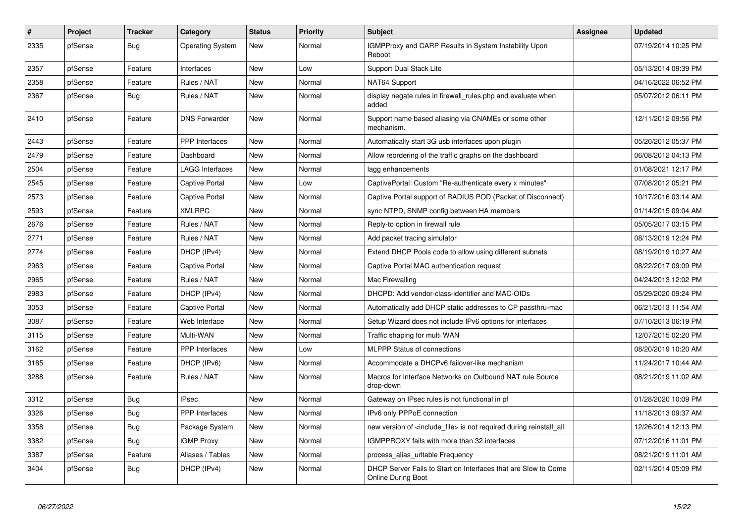| # | Project | Tracker | Category | Status | Priority | Subject | Assignee | Updated |
|---|---|---|---|---|---|---|---|---|
| 2335 | pfSense | Bug | Operating System | New | Normal | IGMPProxy and CARP Results in System Instability Upon Reboot | | 07/19/2014 10:25 PM |
| 2357 | pfSense | Feature | Interfaces | New | Low | Support Dual Stack Lite | | 05/13/2014 09:39 PM |
| 2358 | pfSense | Feature | Rules / NAT | New | Normal | NAT64 Support | | 04/16/2022 06:52 PM |
| 2367 | pfSense | Bug | Rules / NAT | New | Normal | display negate rules in firewall_rules.php and evaluate when added | | 05/07/2012 06:11 PM |
| 2410 | pfSense | Feature | DNS Forwarder | New | Normal | Support name based aliasing via CNAMEs or some other mechanism. | | 12/11/2012 09:56 PM |
| 2443 | pfSense | Feature | PPP Interfaces | New | Normal | Automatically start 3G usb interfaces upon plugin | | 05/20/2012 05:37 PM |
| 2479 | pfSense | Feature | Dashboard | New | Normal | Allow reordering of the traffic graphs on the dashboard | | 06/08/2012 04:13 PM |
| 2504 | pfSense | Feature | LAGG Interfaces | New | Normal | lagg enhancements | | 01/08/2021 12:17 PM |
| 2545 | pfSense | Feature | Captive Portal | New | Low | CaptivePortal: Custom "Re-authenticate every x minutes" | | 07/08/2012 05:21 PM |
| 2573 | pfSense | Feature | Captive Portal | New | Normal | Captive Portal support of RADIUS POD (Packet of Disconnect) | | 10/17/2016 03:14 AM |
| 2593 | pfSense | Feature | XMLRPC | New | Normal | sync NTPD, SNMP config between HA members | | 01/14/2015 09:04 AM |
| 2676 | pfSense | Feature | Rules / NAT | New | Normal | Reply-to option in firewall rule | | 05/05/2017 03:15 PM |
| 2771 | pfSense | Feature | Rules / NAT | New | Normal | Add packet tracing simulator | | 08/13/2019 12:24 PM |
| 2774 | pfSense | Feature | DHCP (IPv4) | New | Normal | Extend DHCP Pools code to allow using different subnets | | 08/19/2019 10:27 AM |
| 2963 | pfSense | Feature | Captive Portal | New | Normal | Captive Portal MAC authentication request | | 08/22/2017 09:09 PM |
| 2965 | pfSense | Feature | Rules / NAT | New | Normal | Mac Firewalling | | 04/24/2013 12:02 PM |
| 2983 | pfSense | Feature | DHCP (IPv4) | New | Normal | DHCPD: Add vendor-class-identifier and MAC-OIDs | | 05/29/2020 09:24 PM |
| 3053 | pfSense | Feature | Captive Portal | New | Normal | Automatically add DHCP static addresses to CP passthru-mac | | 06/21/2013 11:54 AM |
| 3087 | pfSense | Feature | Web Interface | New | Normal | Setup Wizard does not include IPv6 options for interfaces | | 07/10/2013 06:19 PM |
| 3115 | pfSense | Feature | Multi-WAN | New | Normal | Traffic shaping for multi WAN | | 12/07/2015 02:20 PM |
| 3162 | pfSense | Feature | PPP Interfaces | New | Low | MLPPP Status of connections | | 08/20/2019 10:20 AM |
| 3185 | pfSense | Feature | DHCP (IPv6) | New | Normal | Accommodate a DHCPv6 failover-like mechanism | | 11/24/2017 10:44 AM |
| 3288 | pfSense | Feature | Rules / NAT | New | Normal | Macros for Interface Networks on Outbound NAT rule Source drop-down | | 08/21/2019 11:02 AM |
| 3312 | pfSense | Bug | IPsec | New | Normal | Gateway on IPsec rules is not functional in pf | | 01/28/2020 10:09 PM |
| 3326 | pfSense | Bug | PPP Interfaces | New | Normal | IPv6 only PPPoE connection | | 11/18/2013 09:37 AM |
| 3358 | pfSense | Bug | Package System | New | Normal | new version of <include_file> is not required during reinstall_all | | 12/26/2014 12:13 PM |
| 3382 | pfSense | Bug | IGMP Proxy | New | Normal | IGMPPROXY fails with more than 32 interfaces | | 07/12/2016 11:01 PM |
| 3387 | pfSense | Feature | Aliases / Tables | New | Normal | process_alias_urltable Frequency | | 08/21/2019 11:01 AM |
| 3404 | pfSense | Bug | DHCP (IPv4) | New | Normal | DHCP Server Fails to Start on Interfaces that are Slow to Come Online During Boot | | 02/11/2014 05:09 PM |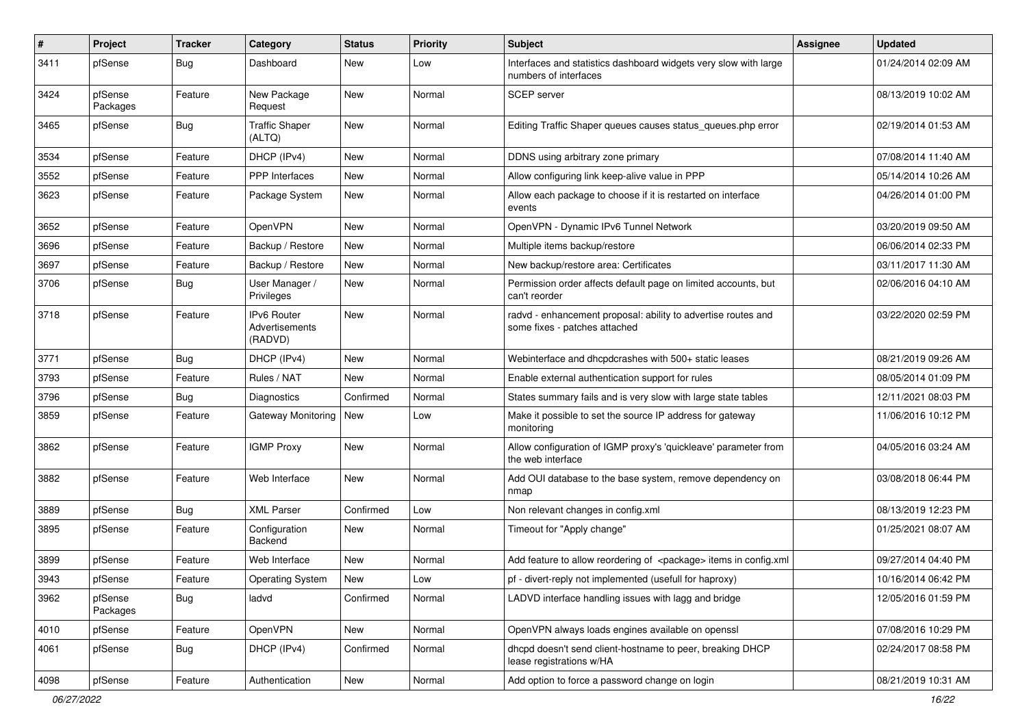| # | Project | Tracker | Category | Status | Priority | Subject | Assignee | Updated |
|---|---|---|---|---|---|---|---|---|
| 3411 | pfSense | Bug | Dashboard | New | Low | Interfaces and statistics dashboard widgets very slow with large numbers of interfaces | | 01/24/2014 02:09 AM |
| 3424 | pfSense Packages | Feature | New Package Request | New | Normal | SCEP server | | 08/13/2019 10:02 AM |
| 3465 | pfSense | Bug | Traffic Shaper (ALTQ) | New | Normal | Editing Traffic Shaper queues causes status_queues.php error | | 02/19/2014 01:53 AM |
| 3534 | pfSense | Feature | DHCP (IPv4) | New | Normal | DDNS using arbitrary zone primary | | 07/08/2014 11:40 AM |
| 3552 | pfSense | Feature | PPP Interfaces | New | Normal | Allow configuring link keep-alive value in PPP | | 05/14/2014 10:26 AM |
| 3623 | pfSense | Feature | Package System | New | Normal | Allow each package to choose if it is restarted on interface events | | 04/26/2014 01:00 PM |
| 3652 | pfSense | Feature | OpenVPN | New | Normal | OpenVPN - Dynamic IPv6 Tunnel Network | | 03/20/2019 09:50 AM |
| 3696 | pfSense | Feature | Backup / Restore | New | Normal | Multiple items backup/restore | | 06/06/2014 02:33 PM |
| 3697 | pfSense | Feature | Backup / Restore | New | Normal | New backup/restore area: Certificates | | 03/11/2017 11:30 AM |
| 3706 | pfSense | Bug | User Manager / Privileges | New | Normal | Permission order affects default page on limited accounts, but can't reorder | | 02/06/2016 04:10 AM |
| 3718 | pfSense | Feature | IPv6 Router Advertisements (RADVD) | New | Normal | radvd - enhancement proposal: ability to advertise routes and some fixes - patches attached | | 03/22/2020 02:59 PM |
| 3771 | pfSense | Bug | DHCP (IPv4) | New | Normal | Webinterface and dhcpdcrashes with 500+ static leases | | 08/21/2019 09:26 AM |
| 3793 | pfSense | Feature | Rules / NAT | New | Normal | Enable external authentication support for rules | | 08/05/2014 01:09 PM |
| 3796 | pfSense | Bug | Diagnostics | Confirmed | Normal | States summary fails and is very slow with large state tables | | 12/11/2021 08:03 PM |
| 3859 | pfSense | Feature | Gateway Monitoring | New | Low | Make it possible to set the source IP address for gateway monitoring | | 11/06/2016 10:12 PM |
| 3862 | pfSense | Feature | IGMP Proxy | New | Normal | Allow configuration of IGMP proxy's 'quickleave' parameter from the web interface | | 04/05/2016 03:24 AM |
| 3882 | pfSense | Feature | Web Interface | New | Normal | Add OUI database to the base system, remove dependency on nmap | | 03/08/2018 06:44 PM |
| 3889 | pfSense | Bug | XML Parser | Confirmed | Low | Non relevant changes in config.xml | | 08/13/2019 12:23 PM |
| 3895 | pfSense | Feature | Configuration Backend | New | Normal | Timeout for "Apply change" | | 01/25/2021 08:07 AM |
| 3899 | pfSense | Feature | Web Interface | New | Normal | Add feature to allow reordering of <package> items in config.xml | | 09/27/2014 04:40 PM |
| 3943 | pfSense | Feature | Operating System | New | Low | pf - divert-reply not implemented (usefull for haproxy) | | 10/16/2014 06:42 PM |
| 3962 | pfSense Packages | Bug | ladvd | Confirmed | Normal | LADVD interface handling issues with lagg and bridge | | 12/05/2016 01:59 PM |
| 4010 | pfSense | Feature | OpenVPN | New | Normal | OpenVPN always loads engines available on openssl | | 07/08/2016 10:29 PM |
| 4061 | pfSense | Bug | DHCP (IPv4) | Confirmed | Normal | dhcpd doesn't send client-hostname to peer, breaking DHCP lease registrations w/HA | | 02/24/2017 08:58 PM |
| 4098 | pfSense | Feature | Authentication | New | Normal | Add option to force a password change on login | | 08/21/2019 10:31 AM |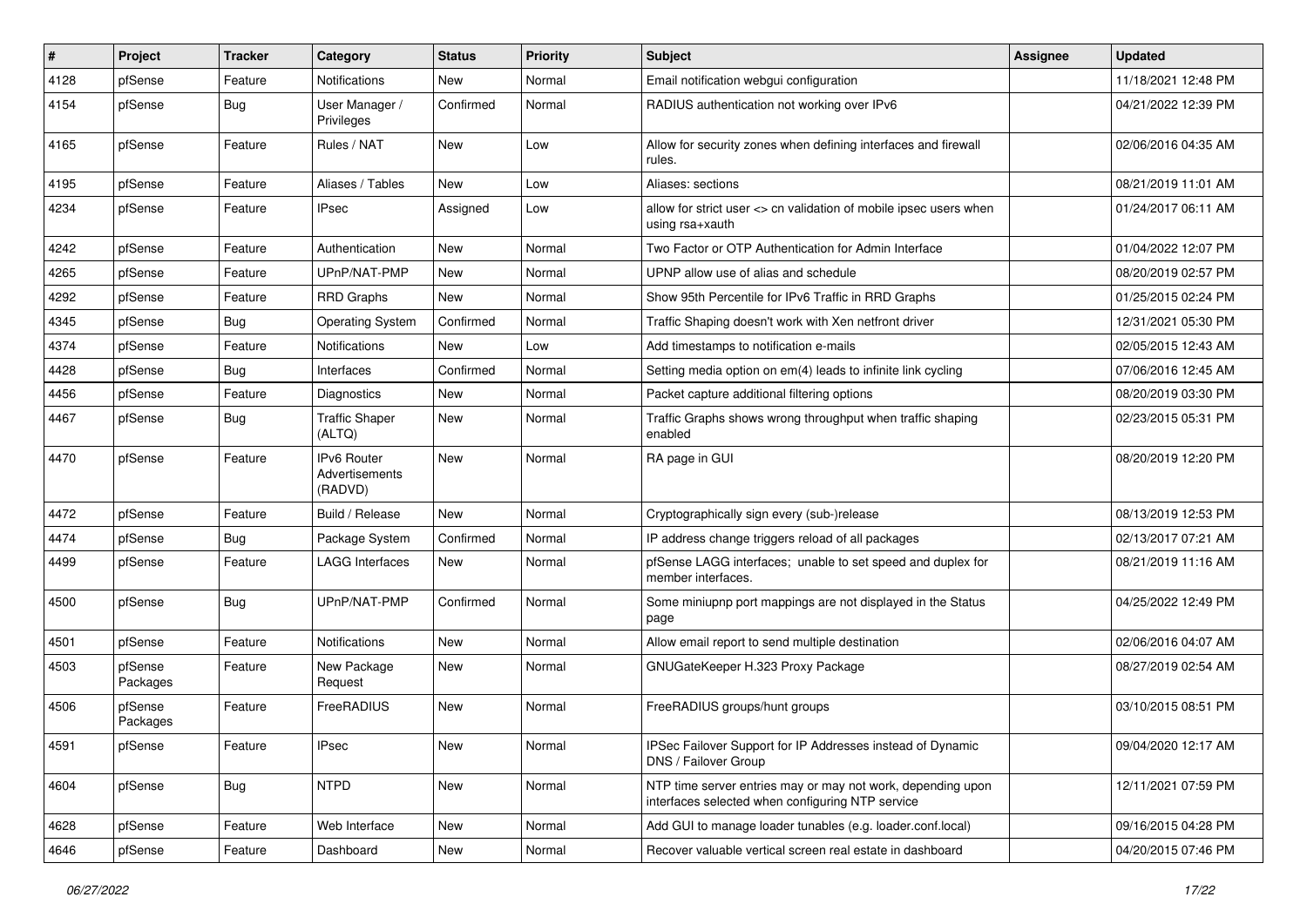| # | Project | Tracker | Category | Status | Priority | Subject | Assignee | Updated |
|---|---|---|---|---|---|---|---|---|
| 4128 | pfSense | Feature | Notifications | New | Normal | Email notification webgui configuration | | 11/18/2021 12:48 PM |
| 4154 | pfSense | Bug | User Manager / Privileges | Confirmed | Normal | RADIUS authentication not working over IPv6 | | 04/21/2022 12:39 PM |
| 4165 | pfSense | Feature | Rules / NAT | New | Low | Allow for security zones when defining interfaces and firewall rules. | | 02/06/2016 04:35 AM |
| 4195 | pfSense | Feature | Aliases / Tables | New | Low | Aliases: sections | | 08/21/2019 11:01 AM |
| 4234 | pfSense | Feature | IPsec | Assigned | Low | allow for strict user <> cn validation of mobile ipsec users when using rsa+xauth | | 01/24/2017 06:11 AM |
| 4242 | pfSense | Feature | Authentication | New | Normal | Two Factor or OTP Authentication for Admin Interface | | 01/04/2022 12:07 PM |
| 4265 | pfSense | Feature | UPnP/NAT-PMP | New | Normal | UPNP allow use of alias and schedule | | 08/20/2019 02:57 PM |
| 4292 | pfSense | Feature | RRD Graphs | New | Normal | Show 95th Percentile for IPv6 Traffic in RRD Graphs | | 01/25/2015 02:24 PM |
| 4345 | pfSense | Bug | Operating System | Confirmed | Normal | Traffic Shaping doesn't work with Xen netfront driver | | 12/31/2021 05:30 PM |
| 4374 | pfSense | Feature | Notifications | New | Low | Add timestamps to notification e-mails | | 02/05/2015 12:43 AM |
| 4428 | pfSense | Bug | Interfaces | Confirmed | Normal | Setting media option on em(4) leads to infinite link cycling | | 07/06/2016 12:45 AM |
| 4456 | pfSense | Feature | Diagnostics | New | Normal | Packet capture additional filtering options | | 08/20/2019 03:30 PM |
| 4467 | pfSense | Bug | Traffic Shaper (ALTQ) | New | Normal | Traffic Graphs shows wrong throughput when traffic shaping enabled | | 02/23/2015 05:31 PM |
| 4470 | pfSense | Feature | IPv6 Router Advertisements (RADVD) | New | Normal | RA page in GUI | | 08/20/2019 12:20 PM |
| 4472 | pfSense | Feature | Build / Release | New | Normal | Cryptographically sign every (sub-)release | | 08/13/2019 12:53 PM |
| 4474 | pfSense | Bug | Package System | Confirmed | Normal | IP address change triggers reload of all packages | | 02/13/2017 07:21 AM |
| 4499 | pfSense | Feature | LAGG Interfaces | New | Normal | pfSense LAGG interfaces; unable to set speed and duplex for member interfaces. | | 08/21/2019 11:16 AM |
| 4500 | pfSense | Bug | UPnP/NAT-PMP | Confirmed | Normal | Some miniupnp port mappings are not displayed in the Status page | | 04/25/2022 12:49 PM |
| 4501 | pfSense | Feature | Notifications | New | Normal | Allow email report to send multiple destination | | 02/06/2016 04:07 AM |
| 4503 | pfSense Packages | Feature | New Package Request | New | Normal | GNUGateKeeper H.323 Proxy Package | | 08/27/2019 02:54 AM |
| 4506 | pfSense Packages | Feature | FreeRADIUS | New | Normal | FreeRADIUS groups/hunt groups | | 03/10/2015 08:51 PM |
| 4591 | pfSense | Feature | IPsec | New | Normal | IPSec Failover Support for IP Addresses instead of Dynamic DNS / Failover Group | | 09/04/2020 12:17 AM |
| 4604 | pfSense | Bug | NTPD | New | Normal | NTP time server entries may or may not work, depending upon interfaces selected when configuring NTP service | | 12/11/2021 07:59 PM |
| 4628 | pfSense | Feature | Web Interface | New | Normal | Add GUI to manage loader tunables (e.g. loader.conf.local) | | 09/16/2015 04:28 PM |
| 4646 | pfSense | Feature | Dashboard | New | Normal | Recover valuable vertical screen real estate in dashboard | | 04/20/2015 07:46 PM |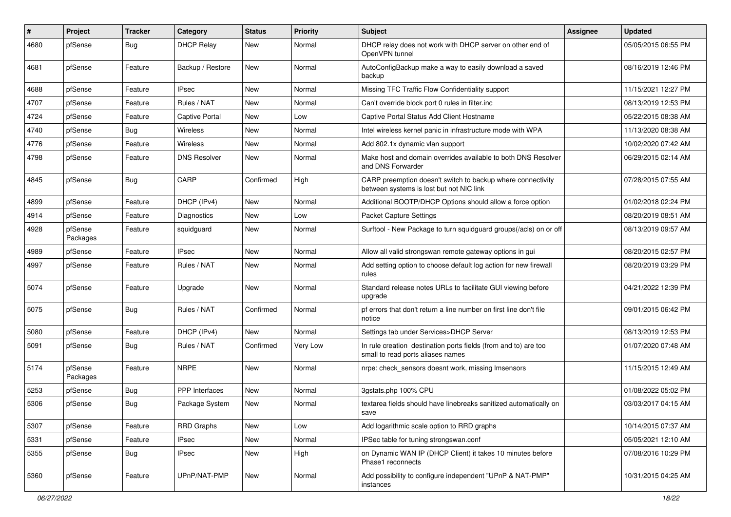| # | Project | Tracker | Category | Status | Priority | Subject | Assignee | Updated |
|---|---|---|---|---|---|---|---|---|
| 4680 | pfSense | Bug | DHCP Relay | New | Normal | DHCP relay does not work with DHCP server on other end of OpenVPN tunnel | | 05/05/2015 06:55 PM |
| 4681 | pfSense | Feature | Backup / Restore | New | Normal | AutoConfigBackup make a way to easily download a saved backup | | 08/16/2019 12:46 PM |
| 4688 | pfSense | Feature | IPsec | New | Normal | Missing TFC Traffic Flow Confidentiality support | | 11/15/2021 12:27 PM |
| 4707 | pfSense | Feature | Rules / NAT | New | Normal | Can't override block port 0 rules in filter.inc | | 08/13/2019 12:53 PM |
| 4724 | pfSense | Feature | Captive Portal | New | Low | Captive Portal Status Add Client Hostname | | 05/22/2015 08:38 AM |
| 4740 | pfSense | Bug | Wireless | New | Normal | Intel wireless kernel panic in infrastructure mode with WPA | | 11/13/2020 08:38 AM |
| 4776 | pfSense | Feature | Wireless | New | Normal | Add 802.1x dynamic vlan support | | 10/02/2020 07:42 AM |
| 4798 | pfSense | Feature | DNS Resolver | New | Normal | Make host and domain overrides available to both DNS Resolver and DNS Forwarder | | 06/29/2015 02:14 AM |
| 4845 | pfSense | Bug | CARP | Confirmed | High | CARP preemption doesn't switch to backup where connectivity between systems is lost but not NIC link | | 07/28/2015 07:55 AM |
| 4899 | pfSense | Feature | DHCP (IPv4) | New | Normal | Additional BOOTP/DHCP Options should allow a force option | | 01/02/2018 02:24 PM |
| 4914 | pfSense | Feature | Diagnostics | New | Low | Packet Capture Settings | | 08/20/2019 08:51 AM |
| 4928 | pfSense Packages | Feature | squidguard | New | Normal | Surftool - New Package to turn squidguard groups(/acls) on or off | | 08/13/2019 09:57 AM |
| 4989 | pfSense | Feature | IPsec | New | Normal | Allow all valid strongswan remote gateway options in gui | | 08/20/2015 02:57 PM |
| 4997 | pfSense | Feature | Rules / NAT | New | Normal | Add setting option to choose default log action for new firewall rules | | 08/20/2019 03:29 PM |
| 5074 | pfSense | Feature | Upgrade | New | Normal | Standard release notes URLs to facilitate GUI viewing before upgrade | | 04/21/2022 12:39 PM |
| 5075 | pfSense | Bug | Rules / NAT | Confirmed | Normal | pf errors that don't return a line number on first line don't file notice | | 09/01/2015 06:42 PM |
| 5080 | pfSense | Feature | DHCP (IPv4) | New | Normal | Settings tab under Services>DHCP Server | | 08/13/2019 12:53 PM |
| 5091 | pfSense | Bug | Rules / NAT | Confirmed | Very Low | In rule creation destination ports fields (from and to) are too small to read ports aliases names | | 01/07/2020 07:48 AM |
| 5174 | pfSense Packages | Feature | NRPE | New | Normal | nrpe: check_sensors doesnt work, missing lmsensors | | 11/15/2015 12:49 AM |
| 5253 | pfSense | Bug | PPP Interfaces | New | Normal | 3gstats.php 100% CPU | | 01/08/2022 05:02 PM |
| 5306 | pfSense | Bug | Package System | New | Normal | textarea fields should have linebreaks sanitized automatically on save | | 03/03/2017 04:15 AM |
| 5307 | pfSense | Feature | RRD Graphs | New | Low | Add logarithmic scale option to RRD graphs | | 10/14/2015 07:37 AM |
| 5331 | pfSense | Feature | IPsec | New | Normal | IPSec table for tuning strongswan.conf | | 05/05/2021 12:10 AM |
| 5355 | pfSense | Bug | IPsec | New | High | on Dynamic WAN IP (DHCP Client) it takes 10 minutes before Phase1 reconnects | | 07/08/2016 10:29 PM |
| 5360 | pfSense | Feature | UPnP/NAT-PMP | New | Normal | Add possibility to configure independent "UPnP & NAT-PMP" instances | | 10/31/2015 04:25 AM |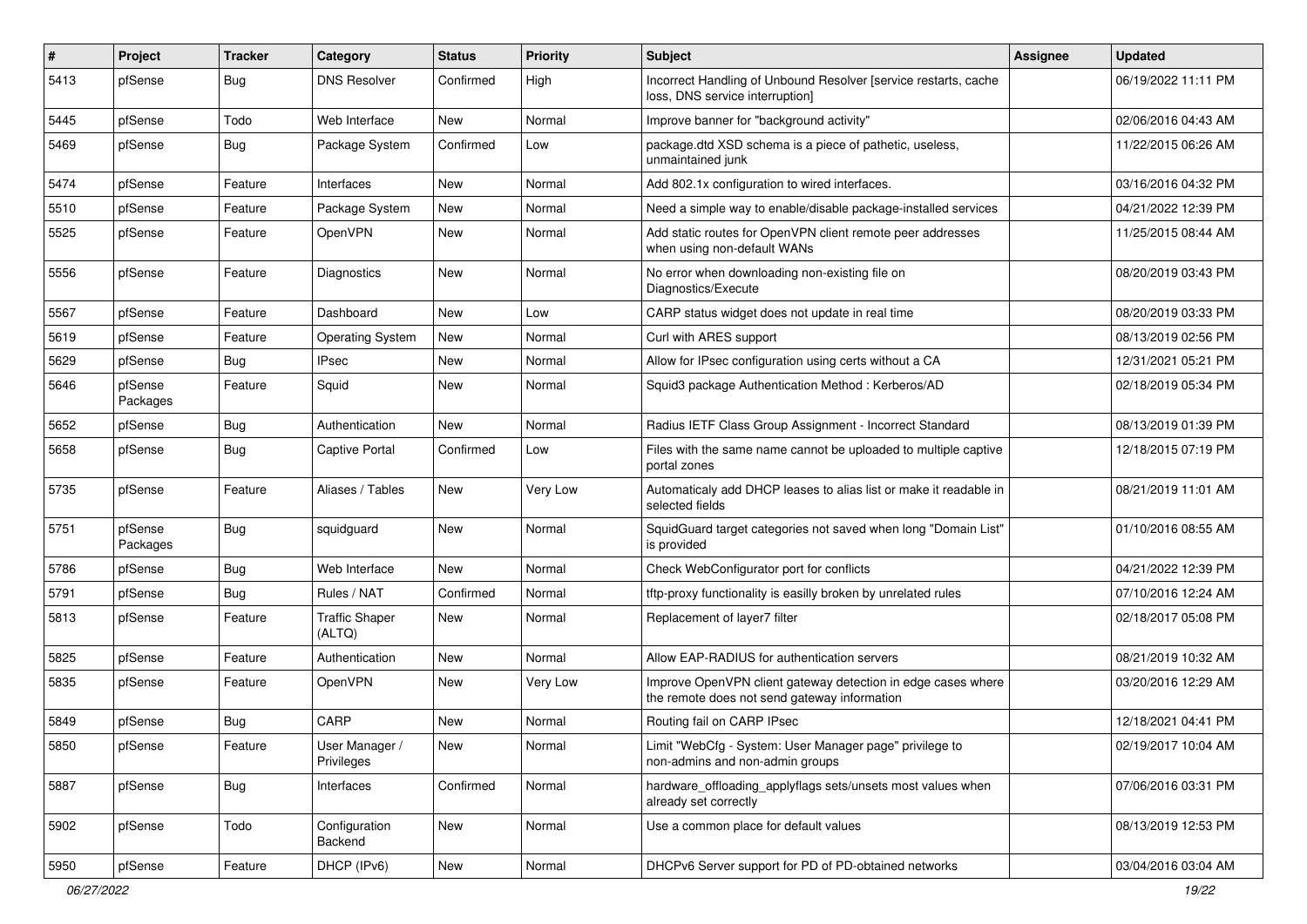| # | Project | Tracker | Category | Status | Priority | Subject | Assignee | Updated |
|---|---|---|---|---|---|---|---|---|
| 5413 | pfSense | Bug | DNS Resolver | Confirmed | High | Incorrect Handling of Unbound Resolver [service restarts, cache loss, DNS service interruption] | | 06/19/2022 11:11 PM |
| 5445 | pfSense | Todo | Web Interface | New | Normal | Improve banner for "background activity" | | 02/06/2016 04:43 AM |
| 5469 | pfSense | Bug | Package System | Confirmed | Low | package.dtd XSD schema is a piece of pathetic, useless, unmaintained junk | | 11/22/2015 06:26 AM |
| 5474 | pfSense | Feature | Interfaces | New | Normal | Add 802.1x configuration to wired interfaces. | | 03/16/2016 04:32 PM |
| 5510 | pfSense | Feature | Package System | New | Normal | Need a simple way to enable/disable package-installed services | | 04/21/2022 12:39 PM |
| 5525 | pfSense | Feature | OpenVPN | New | Normal | Add static routes for OpenVPN client remote peer addresses when using non-default WANs | | 11/25/2015 08:44 AM |
| 5556 | pfSense | Feature | Diagnostics | New | Normal | No error when downloading non-existing file on Diagnostics/Execute | | 08/20/2019 03:43 PM |
| 5567 | pfSense | Feature | Dashboard | New | Low | CARP status widget does not update in real time | | 08/20/2019 03:33 PM |
| 5619 | pfSense | Feature | Operating System | New | Normal | Curl with ARES support | | 08/13/2019 02:56 PM |
| 5629 | pfSense | Bug | IPsec | New | Normal | Allow for IPsec configuration using certs without a CA | | 12/31/2021 05:21 PM |
| 5646 | pfSense Packages | Feature | Squid | New | Normal | Squid3 package Authentication Method : Kerberos/AD | | 02/18/2019 05:34 PM |
| 5652 | pfSense | Bug | Authentication | New | Normal | Radius IETF Class Group Assignment - Incorrect Standard | | 08/13/2019 01:39 PM |
| 5658 | pfSense | Bug | Captive Portal | Confirmed | Low | Files with the same name cannot be uploaded to multiple captive portal zones | | 12/18/2015 07:19 PM |
| 5735 | pfSense | Feature | Aliases / Tables | New | Very Low | Automaticaly add DHCP leases to alias list or make it readable in selected fields | | 08/21/2019 11:01 AM |
| 5751 | pfSense Packages | Bug | squidguard | New | Normal | SquidGuard target categories not saved when long "Domain List" is provided | | 01/10/2016 08:55 AM |
| 5786 | pfSense | Bug | Web Interface | New | Normal | Check WebConfigurator port for conflicts | | 04/21/2022 12:39 PM |
| 5791 | pfSense | Bug | Rules / NAT | Confirmed | Normal | tftp-proxy functionality is easilly broken by unrelated rules | | 07/10/2016 12:24 AM |
| 5813 | pfSense | Feature | Traffic Shaper (ALTQ) | New | Normal | Replacement of layer7 filter | | 02/18/2017 05:08 PM |
| 5825 | pfSense | Feature | Authentication | New | Normal | Allow EAP-RADIUS for authentication servers | | 08/21/2019 10:32 AM |
| 5835 | pfSense | Feature | OpenVPN | New | Very Low | Improve OpenVPN client gateway detection in edge cases where the remote does not send gateway information | | 03/20/2016 12:29 AM |
| 5849 | pfSense | Bug | CARP | New | Normal | Routing fail on CARP IPsec | | 12/18/2021 04:41 PM |
| 5850 | pfSense | Feature | User Manager / Privileges | New | Normal | Limit "WebCfg - System: User Manager page" privilege to non-admins and non-admin groups | | 02/19/2017 10:04 AM |
| 5887 | pfSense | Bug | Interfaces | Confirmed | Normal | hardware_offloading_applyflags sets/unsets most values when already set correctly | | 07/06/2016 03:31 PM |
| 5902 | pfSense | Todo | Configuration Backend | New | Normal | Use a common place for default values | | 08/13/2019 12:53 PM |
| 5950 | pfSense | Feature | DHCP (IPv6) | New | Normal | DHCPv6 Server support for PD of PD-obtained networks | | 03/04/2016 03:04 AM |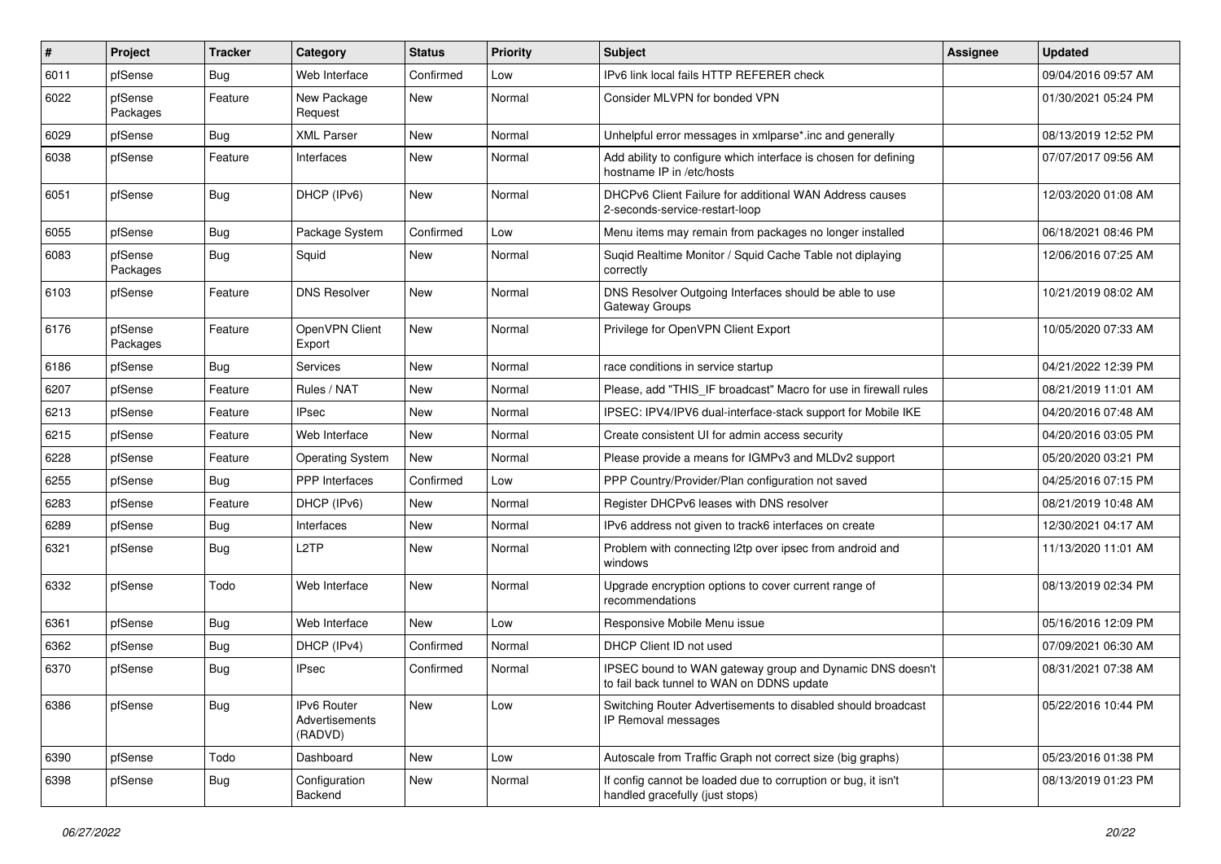| # | Project | Tracker | Category | Status | Priority | Subject | Assignee | Updated |
|---|---|---|---|---|---|---|---|---|
| 6011 | pfSense | Bug | Web Interface | Confirmed | Low | IPv6 link local fails HTTP REFERER check | | 09/04/2016 09:57 AM |
| 6022 | pfSense Packages | Feature | New Package Request | New | Normal | Consider MLVPN for bonded VPN | | 01/30/2021 05:24 PM |
| 6029 | pfSense | Bug | XML Parser | New | Normal | Unhelpful error messages in xmlparse*.inc and generally | | 08/13/2019 12:52 PM |
| 6038 | pfSense | Feature | Interfaces | New | Normal | Add ability to configure which interface is chosen for defining hostname IP in /etc/hosts | | 07/07/2017 09:56 AM |
| 6051 | pfSense | Bug | DHCP (IPv6) | New | Normal | DHCPv6 Client Failure for additional WAN Address causes 2-seconds-service-restart-loop | | 12/03/2020 01:08 AM |
| 6055 | pfSense | Bug | Package System | Confirmed | Low | Menu items may remain from packages no longer installed | | 06/18/2021 08:46 PM |
| 6083 | pfSense Packages | Bug | Squid | New | Normal | Suqid Realtime Monitor / Squid Cache Table not diplaying correctly | | 12/06/2016 07:25 AM |
| 6103 | pfSense | Feature | DNS Resolver | New | Normal | DNS Resolver Outgoing Interfaces should be able to use Gateway Groups | | 10/21/2019 08:02 AM |
| 6176 | pfSense Packages | Feature | OpenVPN Client Export | New | Normal | Privilege for OpenVPN Client Export | | 10/05/2020 07:33 AM |
| 6186 | pfSense | Bug | Services | New | Normal | race conditions in service startup | | 04/21/2022 12:39 PM |
| 6207 | pfSense | Feature | Rules / NAT | New | Normal | Please, add "THIS_IF broadcast" Macro for use in firewall rules | | 08/21/2019 11:01 AM |
| 6213 | pfSense | Feature | IPsec | New | Normal | IPSEC: IPV4/IPV6 dual-interface-stack support for Mobile IKE | | 04/20/2016 07:48 AM |
| 6215 | pfSense | Feature | Web Interface | New | Normal | Create consistent UI for admin access security | | 04/20/2016 03:05 PM |
| 6228 | pfSense | Feature | Operating System | New | Normal | Please provide a means for IGMPv3 and MLDv2 support | | 05/20/2020 03:21 PM |
| 6255 | pfSense | Bug | PPP Interfaces | Confirmed | Low | PPP Country/Provider/Plan configuration not saved | | 04/25/2016 07:15 PM |
| 6283 | pfSense | Feature | DHCP (IPv6) | New | Normal | Register DHCPv6 leases with DNS resolver | | 08/21/2019 10:48 AM |
| 6289 | pfSense | Bug | Interfaces | New | Normal | IPv6 address not given to track6 interfaces on create | | 12/30/2021 04:17 AM |
| 6321 | pfSense | Bug | L2TP | New | Normal | Problem with connecting l2tp over ipsec from android and windows | | 11/13/2020 11:01 AM |
| 6332 | pfSense | Todo | Web Interface | New | Normal | Upgrade encryption options to cover current range of recommendations | | 08/13/2019 02:34 PM |
| 6361 | pfSense | Bug | Web Interface | New | Low | Responsive Mobile Menu issue | | 05/16/2016 12:09 PM |
| 6362 | pfSense | Bug | DHCP (IPv4) | Confirmed | Normal | DHCP Client ID not used | | 07/09/2021 06:30 AM |
| 6370 | pfSense | Bug | IPsec | Confirmed | Normal | IPSEC bound to WAN gateway group and Dynamic DNS doesn't to fail back tunnel to WAN on DDNS update | | 08/31/2021 07:38 AM |
| 6386 | pfSense | Bug | IPv6 Router Advertisements (RADVD) | New | Low | Switching Router Advertisements to disabled should broadcast IP Removal messages | | 05/22/2016 10:44 PM |
| 6390 | pfSense | Todo | Dashboard | New | Low | Autoscale from Traffic Graph not correct size (big graphs) | | 05/23/2016 01:38 PM |
| 6398 | pfSense | Bug | Configuration Backend | New | Normal | If config cannot be loaded due to corruption or bug, it isn't handled gracefully (just stops) | | 08/13/2019 01:23 PM |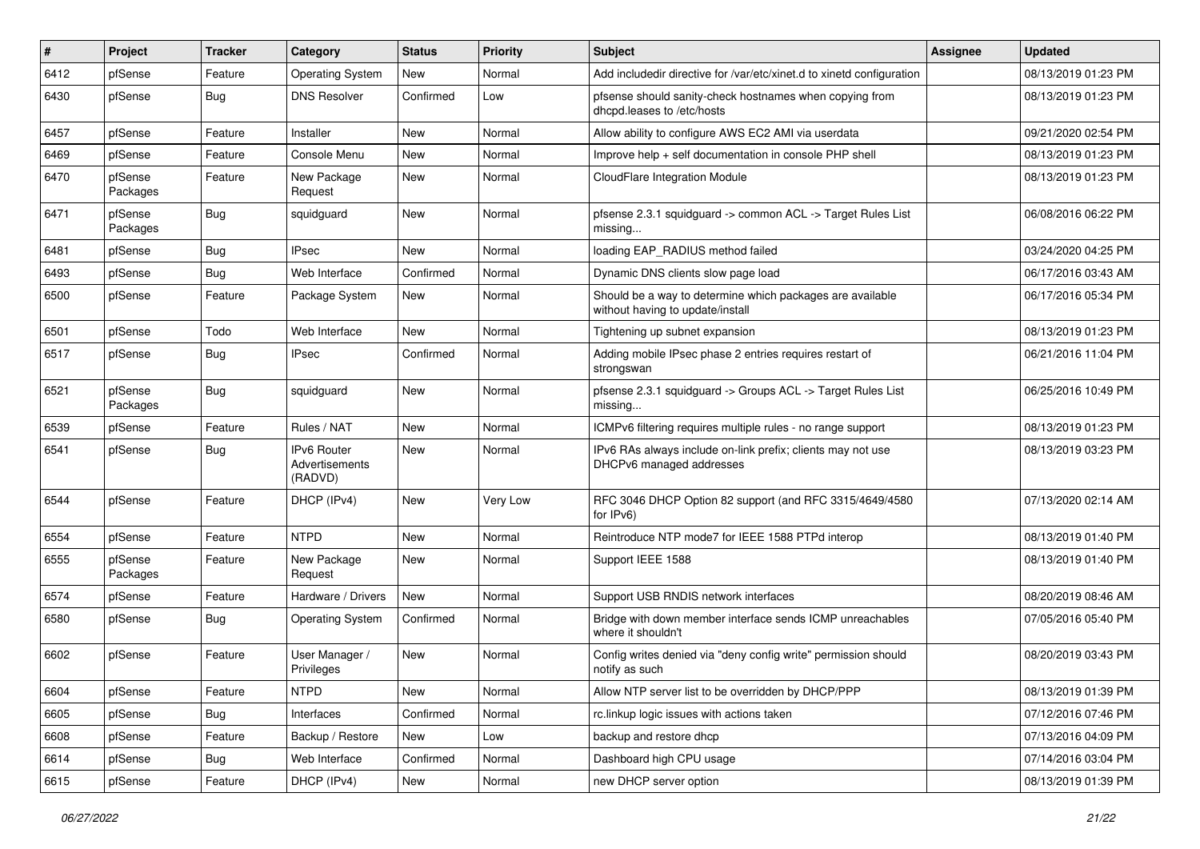| # | Project | Tracker | Category | Status | Priority | Subject | Assignee | Updated |
|---|---|---|---|---|---|---|---|---|
| 6412 | pfSense | Feature | Operating System | New | Normal | Add includedir directive for /var/etc/xinet.d to xinetd configuration | | 08/13/2019 01:23 PM |
| 6430 | pfSense | Bug | DNS Resolver | Confirmed | Low | pfsense should sanity-check hostnames when copying from dhcpd.leases to /etc/hosts | | 08/13/2019 01:23 PM |
| 6457 | pfSense | Feature | Installer | New | Normal | Allow ability to configure AWS EC2 AMI via userdata | | 09/21/2020 02:54 PM |
| 6469 | pfSense | Feature | Console Menu | New | Normal | Improve help + self documentation in console PHP shell | | 08/13/2019 01:23 PM |
| 6470 | pfSense Packages | Feature | New Package Request | New | Normal | CloudFlare Integration Module | | 08/13/2019 01:23 PM |
| 6471 | pfSense Packages | Bug | squidguard | New | Normal | pfsense 2.3.1 squidguard -> common ACL -> Target Rules List missing... | | 06/08/2016 06:22 PM |
| 6481 | pfSense | Bug | IPsec | New | Normal | loading EAP_RADIUS method failed | | 03/24/2020 04:25 PM |
| 6493 | pfSense | Bug | Web Interface | Confirmed | Normal | Dynamic DNS clients slow page load | | 06/17/2016 03:43 AM |
| 6500 | pfSense | Feature | Package System | New | Normal | Should be a way to determine which packages are available without having to update/install | | 06/17/2016 05:34 PM |
| 6501 | pfSense | Todo | Web Interface | New | Normal | Tightening up subnet expansion | | 08/13/2019 01:23 PM |
| 6517 | pfSense | Bug | IPsec | Confirmed | Normal | Adding mobile IPsec phase 2 entries requires restart of strongswan | | 06/21/2016 11:04 PM |
| 6521 | pfSense Packages | Bug | squidguard | New | Normal | pfsense 2.3.1 squidguard -> Groups ACL -> Target Rules List missing... | | 06/25/2016 10:49 PM |
| 6539 | pfSense | Feature | Rules / NAT | New | Normal | ICMPv6 filtering requires multiple rules - no range support | | 08/13/2019 01:23 PM |
| 6541 | pfSense | Bug | IPv6 Router Advertisements (RADVD) | New | Normal | IPv6 RAs always include on-link prefix; clients may not use DHCPv6 managed addresses | | 08/13/2019 03:23 PM |
| 6544 | pfSense | Feature | DHCP (IPv4) | New | Very Low | RFC 3046 DHCP Option 82 support (and RFC 3315/4649/4580 for IPv6) | | 07/13/2020 02:14 AM |
| 6554 | pfSense | Feature | NTPD | New | Normal | Reintroduce NTP mode7 for IEEE 1588 PTPd interop | | 08/13/2019 01:40 PM |
| 6555 | pfSense Packages | Feature | New Package Request | New | Normal | Support IEEE 1588 | | 08/13/2019 01:40 PM |
| 6574 | pfSense | Feature | Hardware / Drivers | New | Normal | Support USB RNDIS network interfaces | | 08/20/2019 08:46 AM |
| 6580 | pfSense | Bug | Operating System | Confirmed | Normal | Bridge with down member interface sends ICMP unreachables where it shouldn't | | 07/05/2016 05:40 PM |
| 6602 | pfSense | Feature | User Manager / Privileges | New | Normal | Config writes denied via "deny config write" permission should notify as such | | 08/20/2019 03:43 PM |
| 6604 | pfSense | Feature | NTPD | New | Normal | Allow NTP server list to be overridden by DHCP/PPP | | 08/13/2019 01:39 PM |
| 6605 | pfSense | Bug | Interfaces | Confirmed | Normal | rc.linkup logic issues with actions taken | | 07/12/2016 07:46 PM |
| 6608 | pfSense | Feature | Backup / Restore | New | Low | backup and restore dhcp | | 07/13/2016 04:09 PM |
| 6614 | pfSense | Bug | Web Interface | Confirmed | Normal | Dashboard high CPU usage | | 07/14/2016 03:04 PM |
| 6615 | pfSense | Feature | DHCP (IPv4) | New | Normal | new DHCP server option | | 08/13/2019 01:39 PM |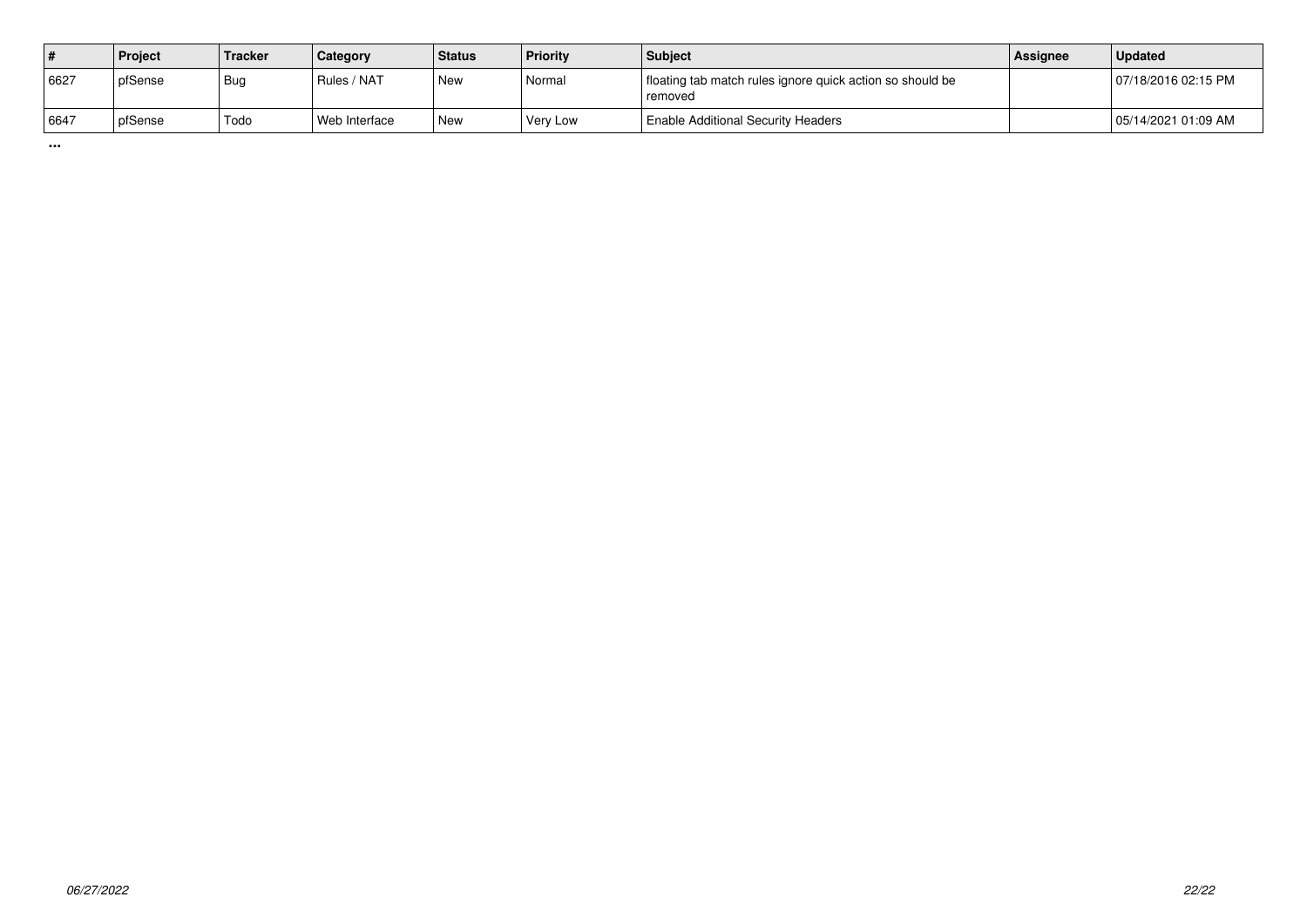| # | Project | Tracker | Category | Status | Priority | Subject | Assignee | Updated |
|---|---|---|---|---|---|---|---|---|
| 6627 | pfSense | Bug | Rules / NAT | New | Normal | floating tab match rules ignore quick action so should be removed | | 07/18/2016 02:15 PM |
| 6647 | pfSense | Todo | Web Interface | New | Very Low | Enable Additional Security Headers | | 05/14/2021 01:09 AM |

**...**